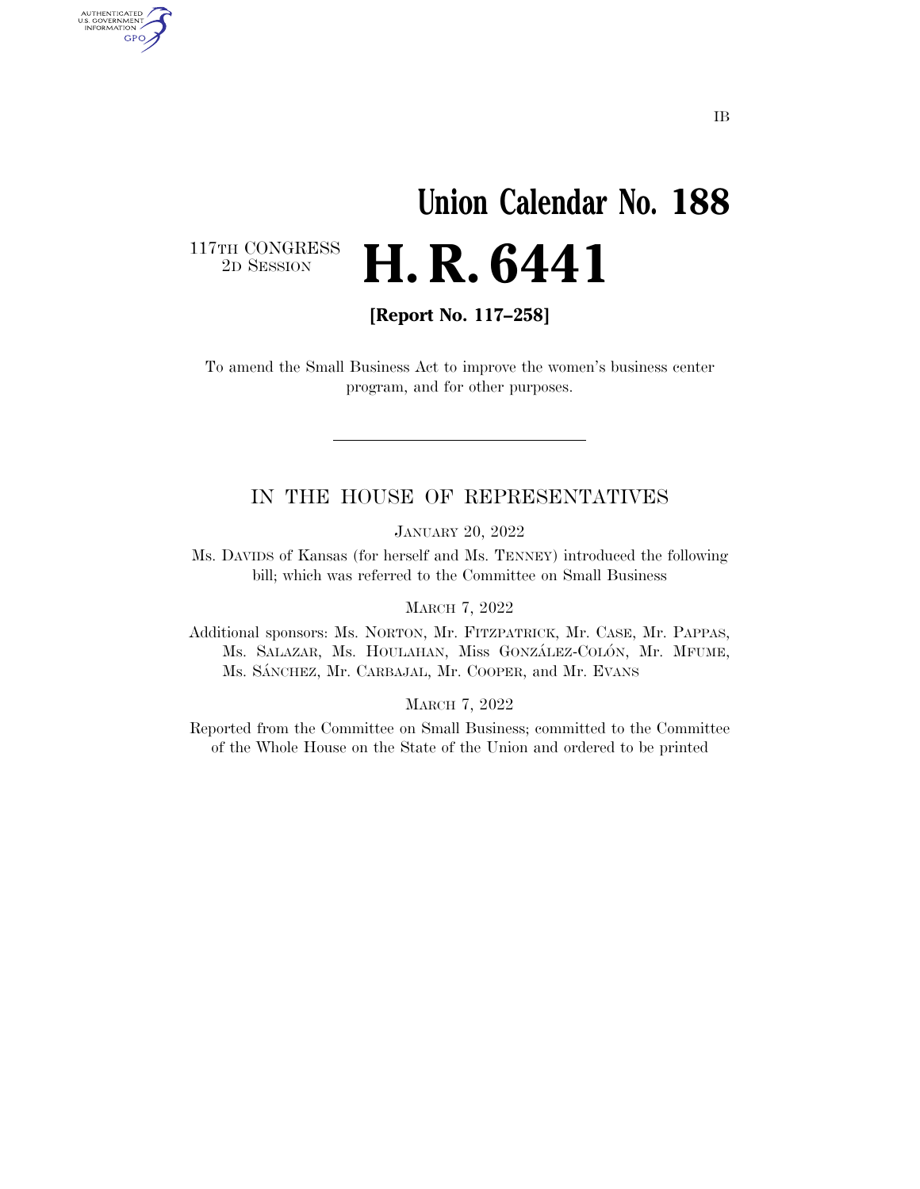IB

# Union Calendar No. 188

117TH CONGRESS
2D SESSION

# H. R. 6441

**[Report No. 117–258]**

To amend the Small Business Act to improve the women's business center program, and for other purposes.

---

## IN THE HOUSE OF REPRESENTATIVES

JANUARY 20, 2022

Ms. DAVIDS of Kansas (for herself and Ms. TENNEY) introduced the following bill; which was referred to the Committee on Small Business

MARCH 7, 2022

Additional sponsors: Ms. NORTON, Mr. FITZPATRICK, Mr. CASE, Mr. PAPPAS, Ms. SALAZAR, Ms. HOULAHAN, Miss GONZÁLEZ-COLÓN, Mr. MFUME, Ms. SÁNCHEZ, Mr. CARBAJAL, Mr. COOPER, and Mr. EVANS

MARCH 7, 2022

Reported from the Committee on Small Business; committed to the Committee of the Whole House on the State of the Union and ordered to be printed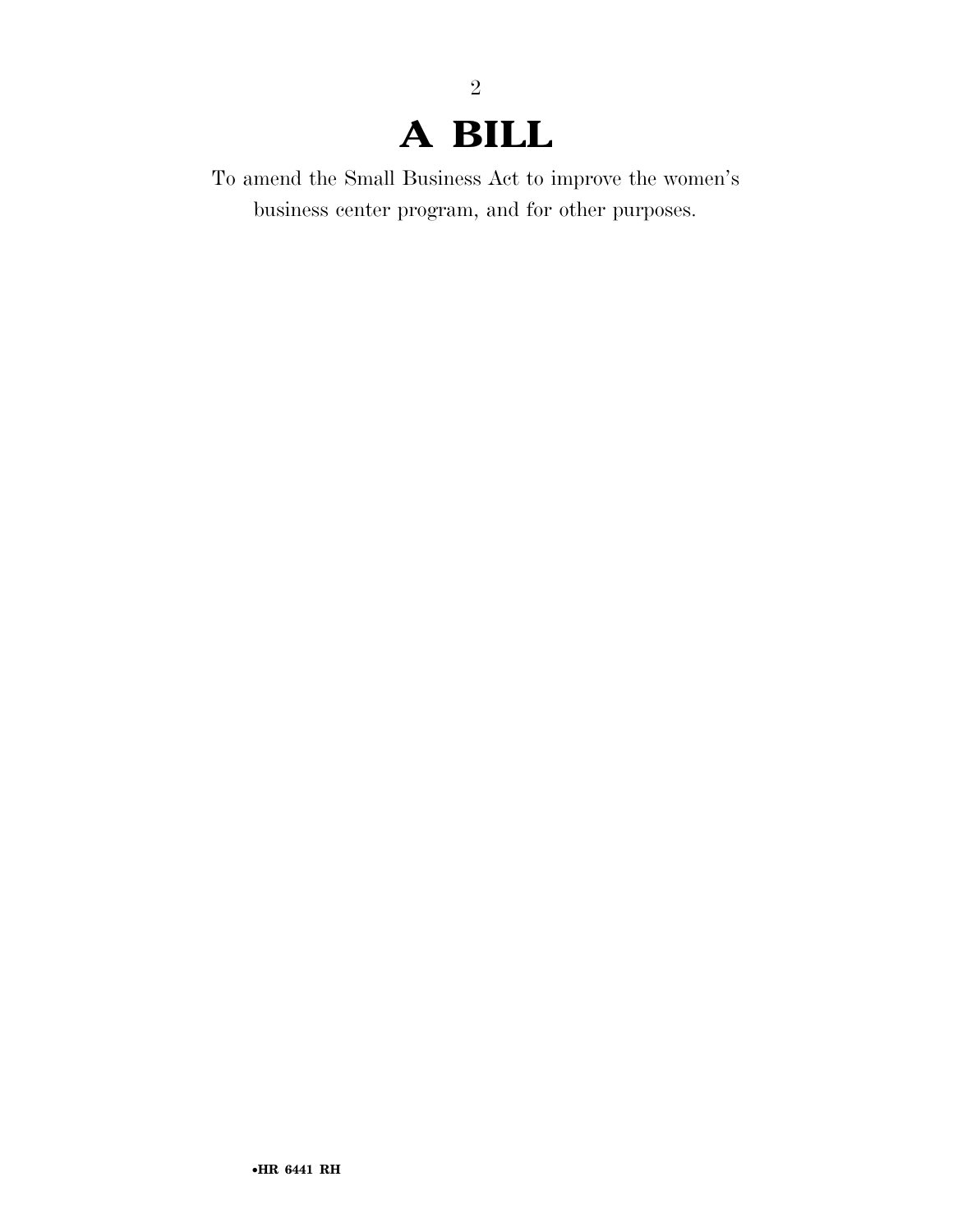# A BILL

To amend the Small Business Act to improve the women's business center program, and for other purposes.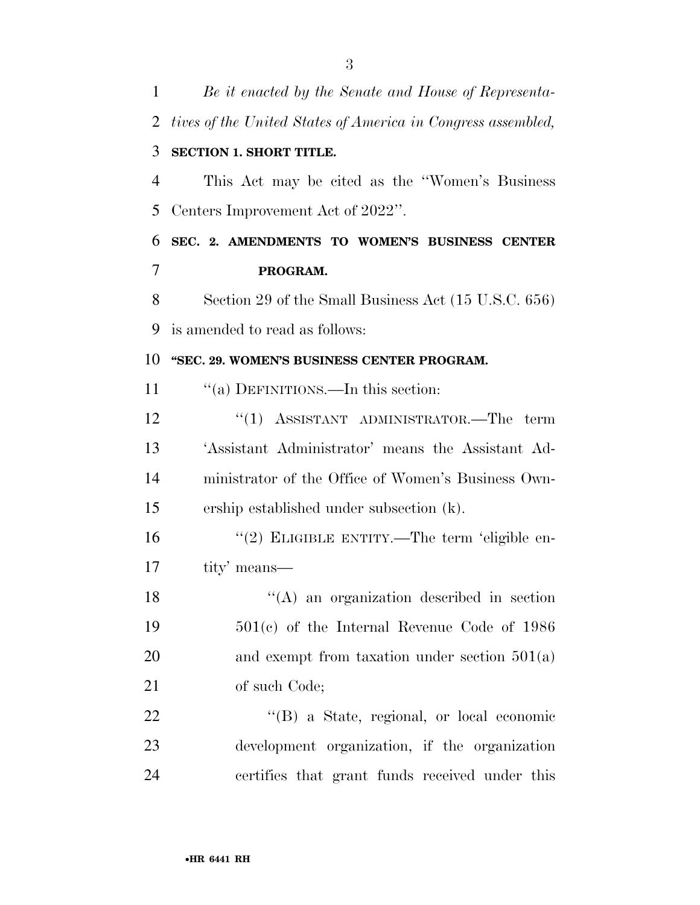*Be it enacted by the Senate and House of Representatives of the United States of America in Congress assembled,*

**SECTION 1. SHORT TITLE.**

This Act may be cited as the ''Women's Business Centers Improvement Act of 2022''.

**SEC. 2. AMENDMENTS TO WOMEN'S BUSINESS CENTER PROGRAM.**

Section 29 of the Small Business Act (15 U.S.C. 656) is amended to read as follows:

**''SEC. 29. WOMEN'S BUSINESS CENTER PROGRAM.**

''(a) DEFINITIONS.—In this section:

''(1) ASSISTANT ADMINISTRATOR.—The term 'Assistant Administrator' means the Assistant Administrator of the Office of Women's Business Ownership established under subsection (k).

''(2) ELIGIBLE ENTITY.—The term 'eligible entity' means—

''(A) an organization described in section 501(c) of the Internal Revenue Code of 1986 and exempt from taxation under section 501(a) of such Code;

''(B) a State, regional, or local economic development organization, if the organization certifies that grant funds received under this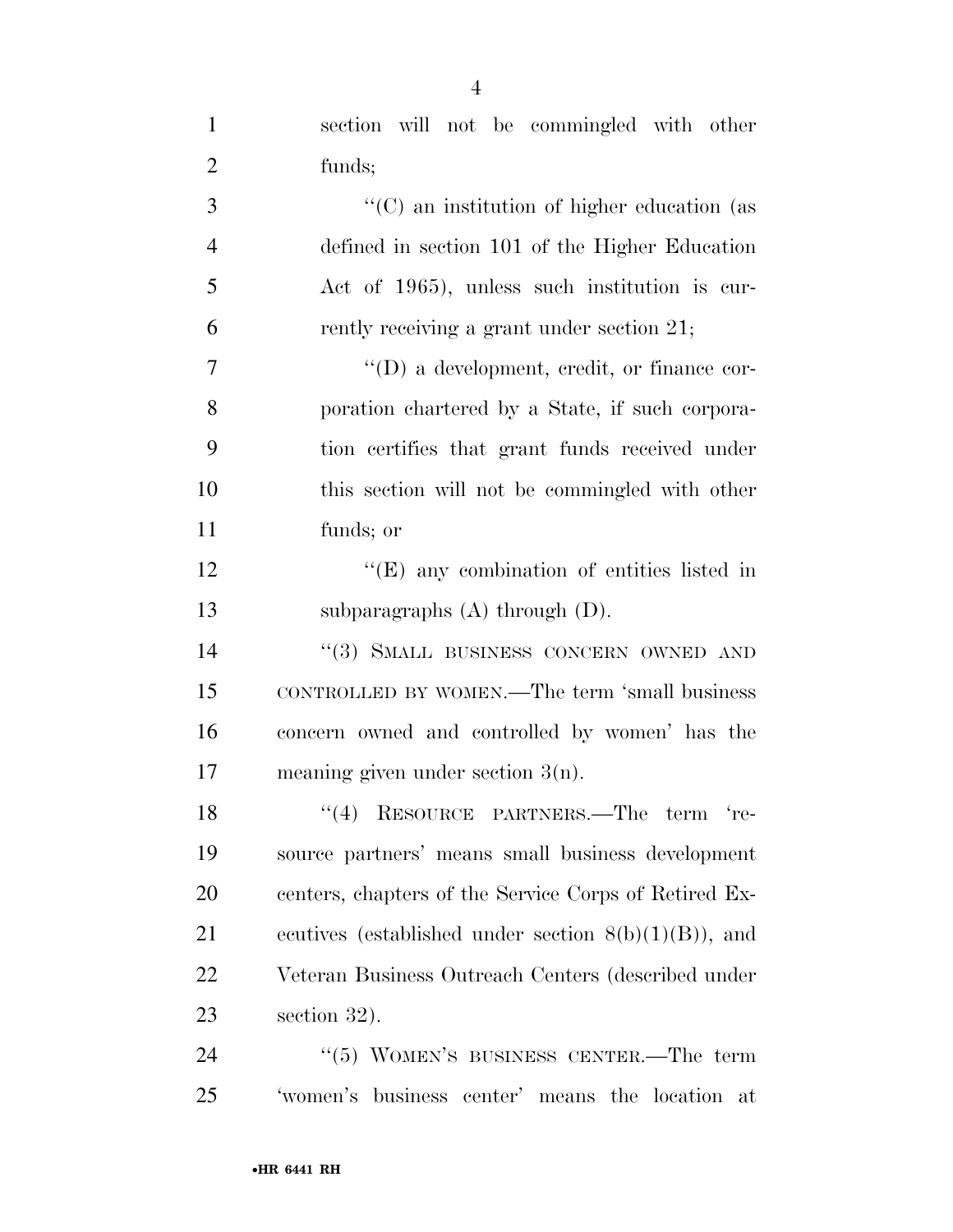section will not be commingled with other funds;

"(C) an institution of higher education (as defined in section 101 of the Higher Education Act of 1965), unless such institution is currently receiving a grant under section 21;

"(D) a development, credit, or finance corporation chartered by a State, if such corporation certifies that grant funds received under this section will not be commingled with other funds; or

"(E) any combination of entities listed in subparagraphs (A) through (D).

"(3) SMALL BUSINESS CONCERN OWNED AND CONTROLLED BY WOMEN.—The term 'small business concern owned and controlled by women' has the meaning given under section 3(n).

"(4) RESOURCE PARTNERS.—The term 'resource partners' means small business development centers, chapters of the Service Corps of Retired Executives (established under section 8(b)(1)(B)), and Veteran Business Outreach Centers (described under section 32).

"(5) WOMEN'S BUSINESS CENTER.—The term 'women's business center' means the location at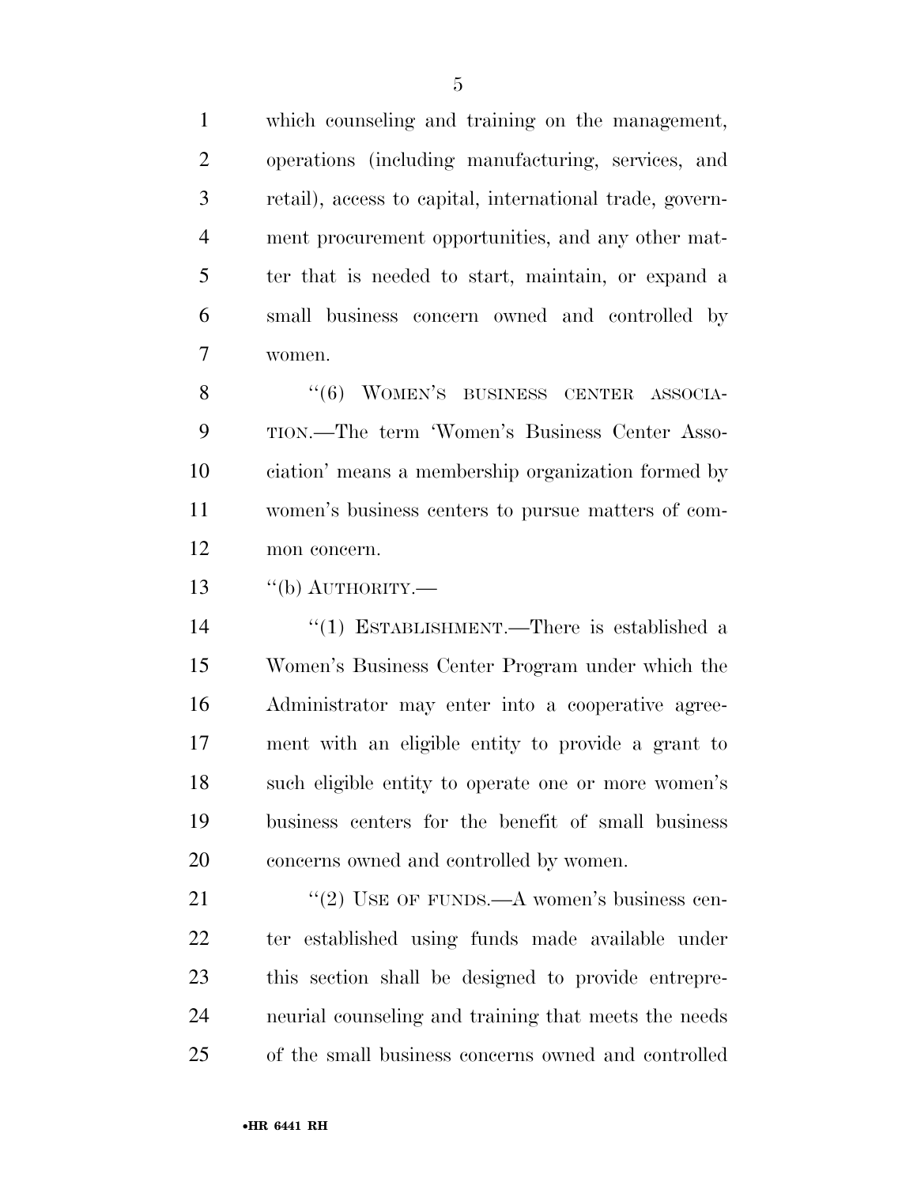which counseling and training on the management, operations (including manufacturing, services, and retail), access to capital, international trade, government procurement opportunities, and any other matter that is needed to start, maintain, or expand a small business concern owned and controlled by women.

"(6) WOMEN'S BUSINESS CENTER ASSOCIATION.—The term 'Women's Business Center Association' means a membership organization formed by women's business centers to pursue matters of common concern.

"(b) AUTHORITY.—

"(1) ESTABLISHMENT.—There is established a Women's Business Center Program under which the Administrator may enter into a cooperative agreement with an eligible entity to provide a grant to such eligible entity to operate one or more women's business centers for the benefit of small business concerns owned and controlled by women.

"(2) USE OF FUNDS.—A women's business center established using funds made available under this section shall be designed to provide entrepreneurial counseling and training that meets the needs of the small business concerns owned and controlled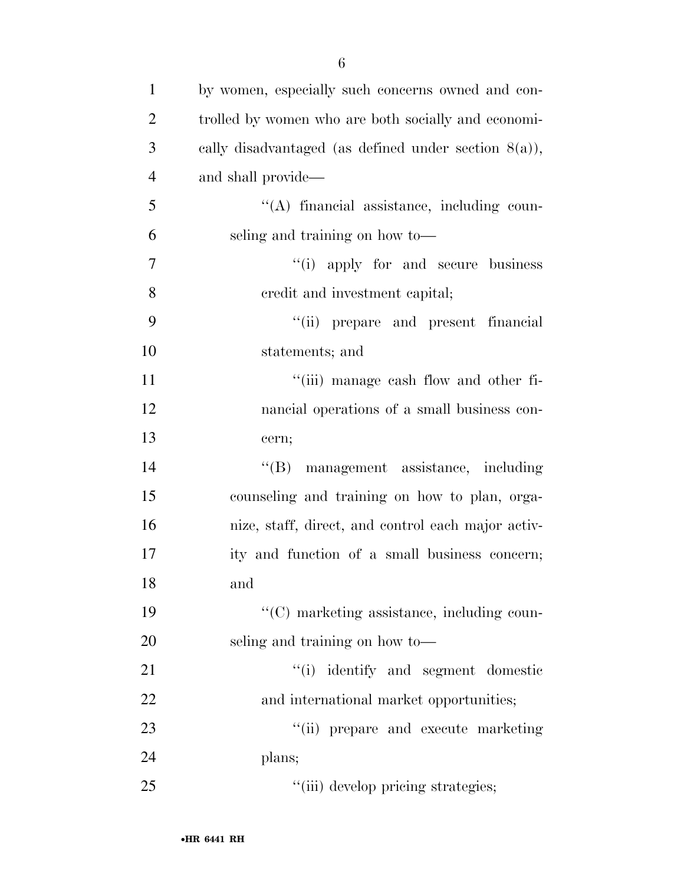by women, especially such concerns owned and controlled by women who are both socially and economically disadvantaged (as defined under section 8(a)), and shall provide—

> ''(A) financial assistance, including counseling and training on how to—
>
> > ''(i) apply for and secure business credit and investment capital;
> >
> > ''(ii) prepare and present financial statements; and
> >
> > ''(iii) manage cash flow and other financial operations of a small business concern;
>
> ''(B) management assistance, including counseling and training on how to plan, organize, staff, direct, and control each major activity and function of a small business concern; and
>
> ''(C) marketing assistance, including counseling and training on how to—
>
> > ''(i) identify and segment domestic and international market opportunities;
> >
> > ''(ii) prepare and execute marketing plans;
> >
> > ''(iii) develop pricing strategies;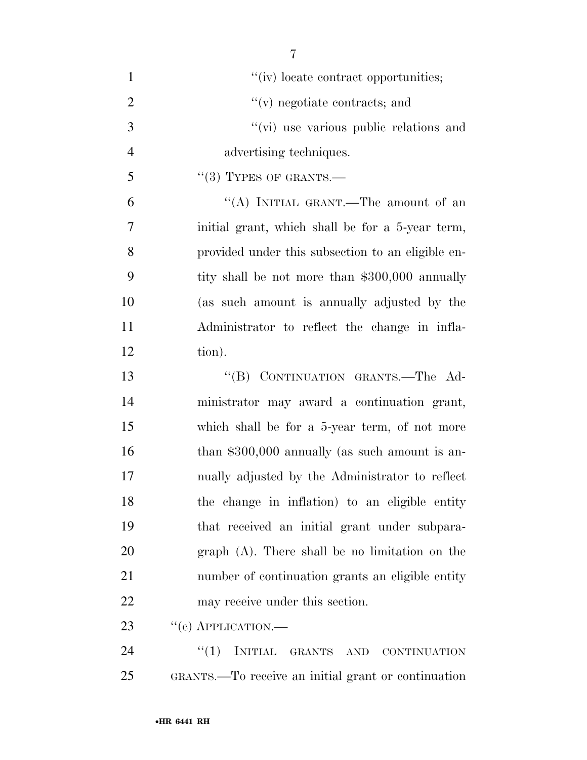"(iv) locate contract opportunities;

"(v) negotiate contracts; and

"(vi) use various public relations and advertising techniques.

"(3) TYPES OF GRANTS.—

"(A) INITIAL GRANT.—The amount of an initial grant, which shall be for a 5-year term, provided under this subsection to an eligible entity shall be not more than $300,000 annually (as such amount is annually adjusted by the Administrator to reflect the change in inflation).

"(B) CONTINUATION GRANTS.—The Administrator may award a continuation grant, which shall be for a 5-year term, of not more than $300,000 annually (as such amount is annually adjusted by the Administrator to reflect the change in inflation) to an eligible entity that received an initial grant under subparagraph (A). There shall be no limitation on the number of continuation grants an eligible entity may receive under this section.

"(c) APPLICATION.—

"(1) INITIAL GRANTS AND CONTINUATION GRANTS.—To receive an initial grant or continuation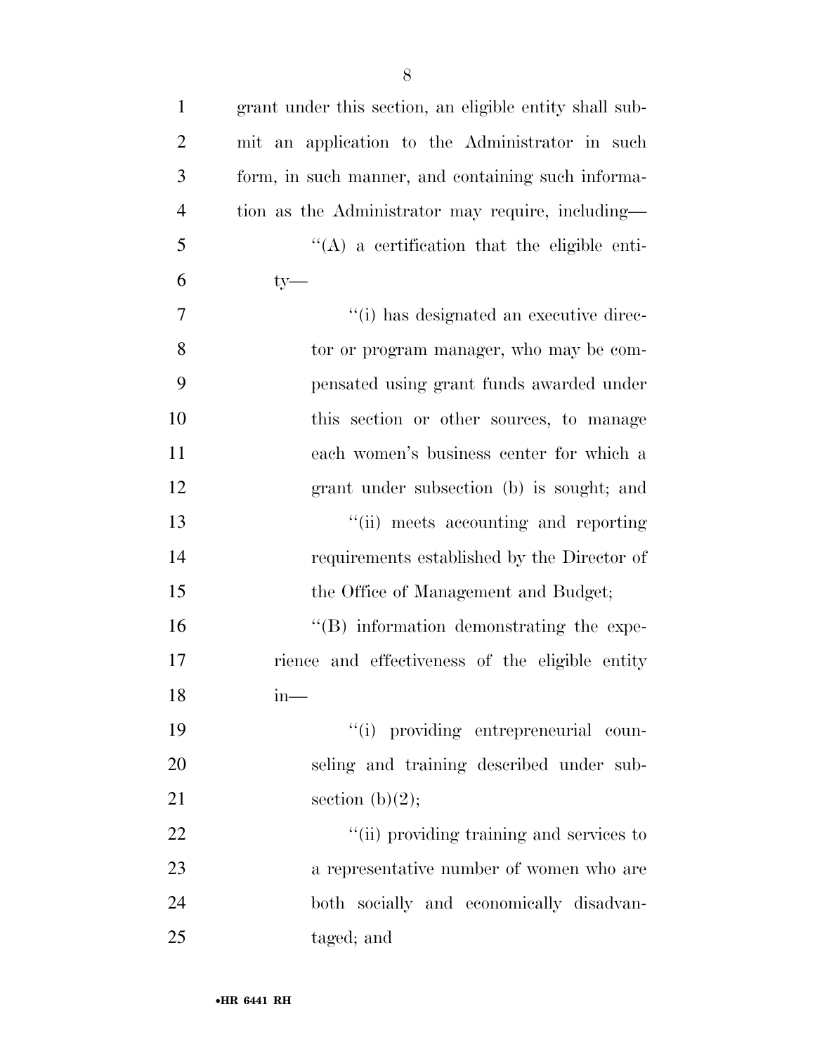grant under this section, an eligible entity shall submit an application to the Administrator in such form, in such manner, and containing such information as the Administrator may require, including—

''(A) a certification that the eligible entity—

''(i) has designated an executive director or program manager, who may be compensated using grant funds awarded under this section or other sources, to manage each women's business center for which a grant under subsection (b) is sought; and

''(ii) meets accounting and reporting requirements established by the Director of the Office of Management and Budget;

''(B) information demonstrating the experience and effectiveness of the eligible entity in—

''(i) providing entrepreneurial counseling and training described under subsection (b)(2);

''(ii) providing training and services to a representative number of women who are both socially and economically disadvantaged; and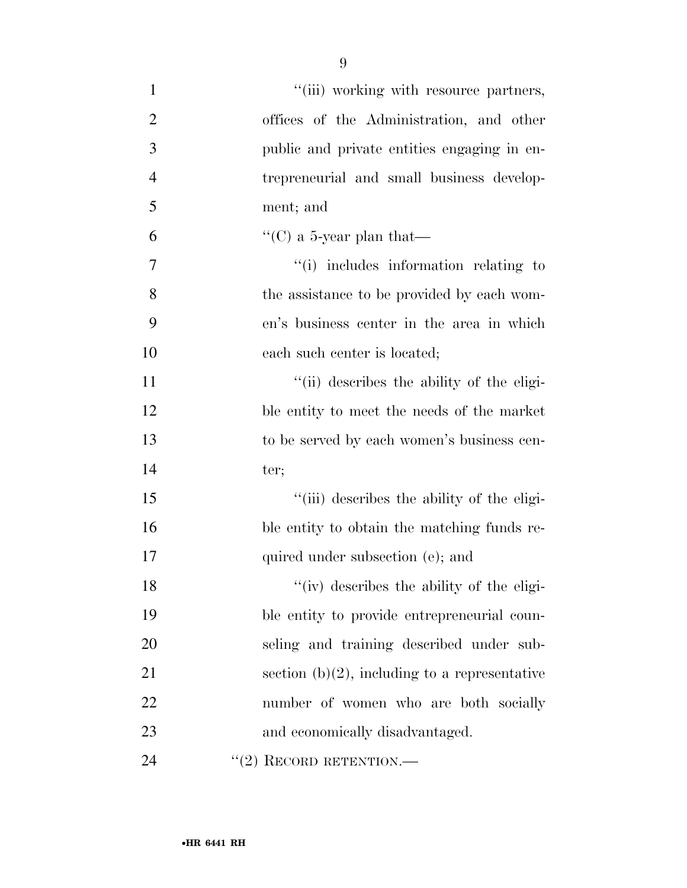''(iii) working with resource partners, offices of the Administration, and other public and private entities engaging in entrepreneurial and small business development; and

''(C) a 5-year plan that—

''(i) includes information relating to the assistance to be provided by each women's business center in the area in which each such center is located;

''(ii) describes the ability of the eligible entity to meet the needs of the market to be served by each women's business center;

''(iii) describes the ability of the eligible entity to obtain the matching funds required under subsection (e); and

''(iv) describes the ability of the eligible entity to provide entrepreneurial counseling and training described under subsection (b)(2), including to a representative number of women who are both socially and economically disadvantaged.

''(2) RECORD RETENTION.—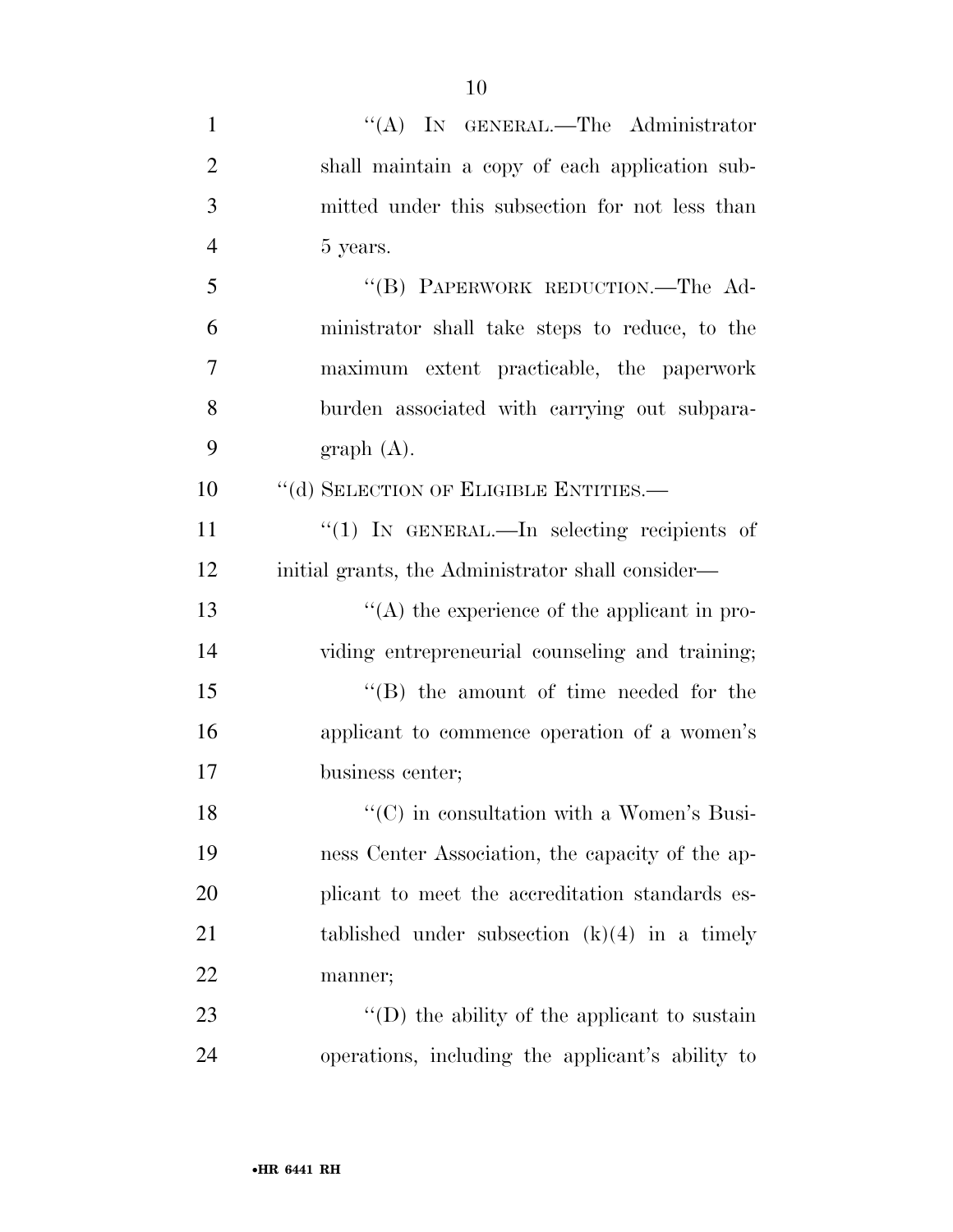"(A) IN GENERAL.—The Administrator shall maintain a copy of each application submitted under this subsection for not less than 5 years.

"(B) PAPERWORK REDUCTION.—The Administrator shall take steps to reduce, to the maximum extent practicable, the paperwork burden associated with carrying out subparagraph (A).

"(d) SELECTION OF ELIGIBLE ENTITIES.—

"(1) IN GENERAL.—In selecting recipients of initial grants, the Administrator shall consider—

"(A) the experience of the applicant in providing entrepreneurial counseling and training;

"(B) the amount of time needed for the applicant to commence operation of a women's business center;

"(C) in consultation with a Women's Business Center Association, the capacity of the applicant to meet the accreditation standards established under subsection (k)(4) in a timely manner;

"(D) the ability of the applicant to sustain operations, including the applicant's ability to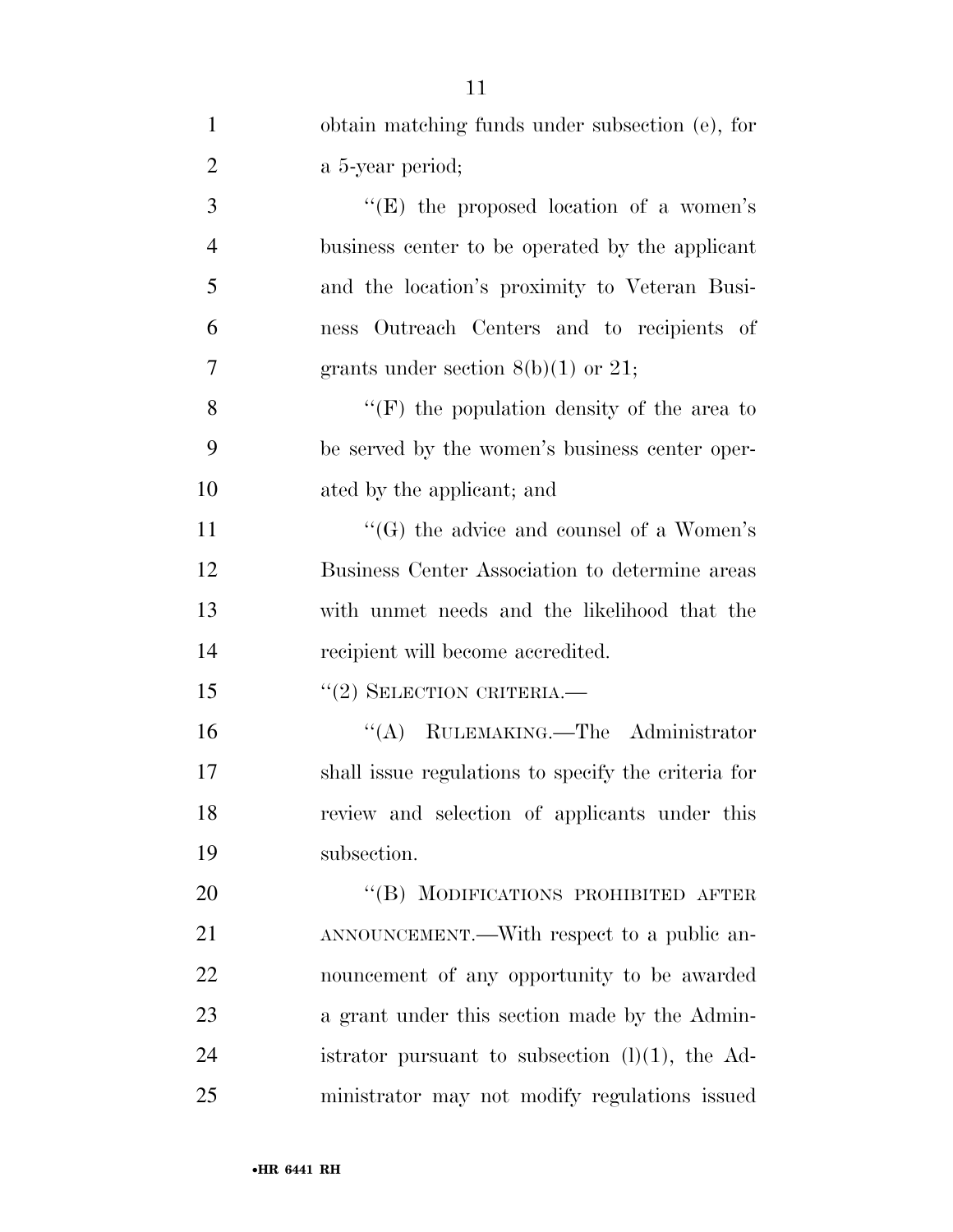obtain matching funds under subsection (e), for a 5-year period;

"(E) the proposed location of a women's business center to be operated by the applicant and the location's proximity to Veteran Business Outreach Centers and to recipients of grants under section 8(b)(1) or 21;

"(F) the population density of the area to be served by the women's business center operated by the applicant; and

"(G) the advice and counsel of a Women's Business Center Association to determine areas with unmet needs and the likelihood that the recipient will become accredited.

"(2) SELECTION CRITERIA.—

"(A) RULEMAKING.—The Administrator shall issue regulations to specify the criteria for review and selection of applicants under this subsection.

"(B) MODIFICATIONS PROHIBITED AFTER ANNOUNCEMENT.—With respect to a public announcement of any opportunity to be awarded a grant under this section made by the Administrator pursuant to subsection (l)(1), the Administrator may not modify regulations issued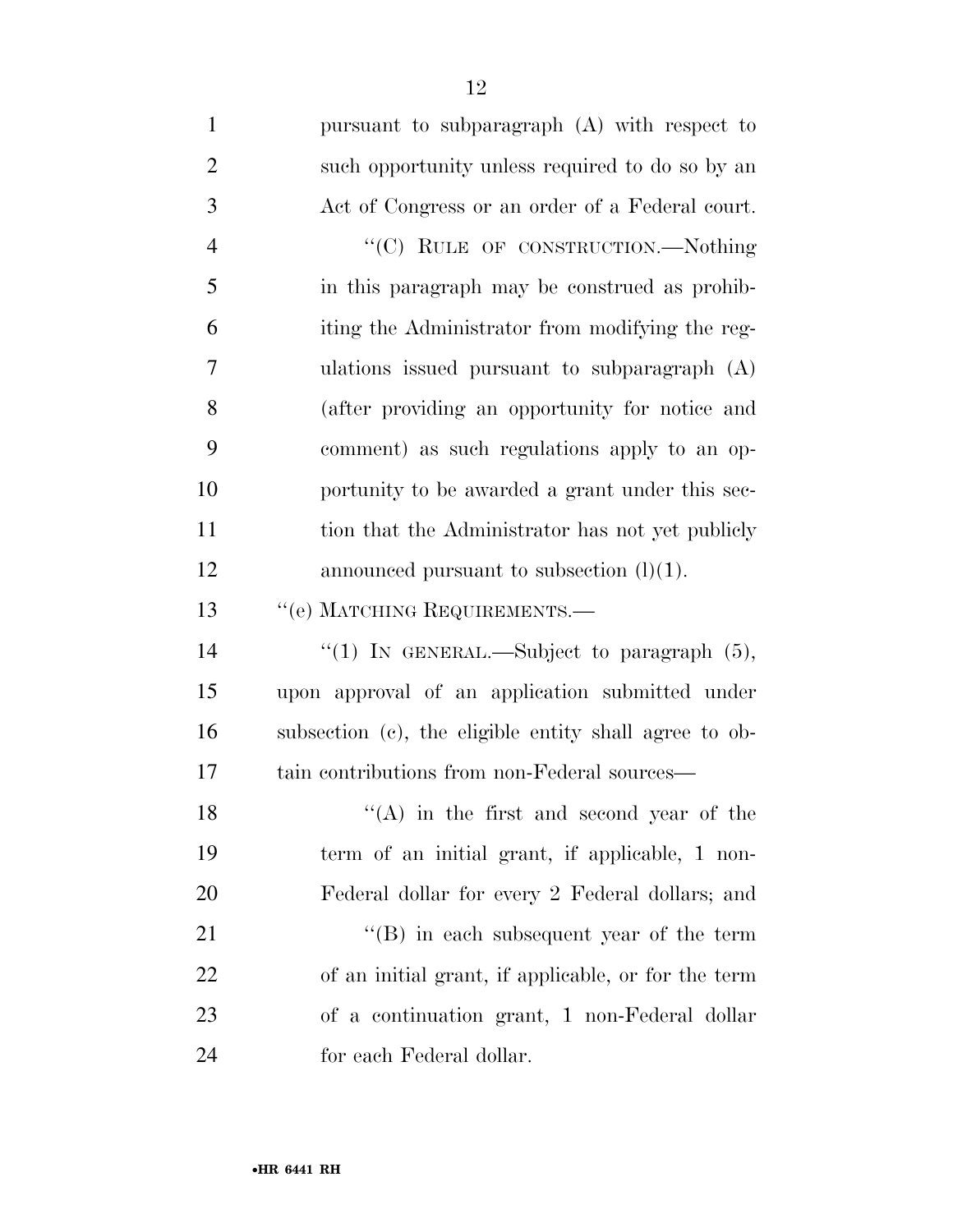pursuant to subparagraph (A) with respect to such opportunity unless required to do so by an Act of Congress or an order of a Federal court.

"(C) RULE OF CONSTRUCTION.—Nothing in this paragraph may be construed as prohibiting the Administrator from modifying the regulations issued pursuant to subparagraph (A) (after providing an opportunity for notice and comment) as such regulations apply to an opportunity to be awarded a grant under this section that the Administrator has not yet publicly announced pursuant to subsection (l)(1).

"(e) MATCHING REQUIREMENTS.—

"(1) IN GENERAL.—Subject to paragraph (5), upon approval of an application submitted under subsection (c), the eligible entity shall agree to obtain contributions from non-Federal sources—

"(A) in the first and second year of the term of an initial grant, if applicable, 1 non-Federal dollar for every 2 Federal dollars; and

"(B) in each subsequent year of the term of an initial grant, if applicable, or for the term of a continuation grant, 1 non-Federal dollar for each Federal dollar.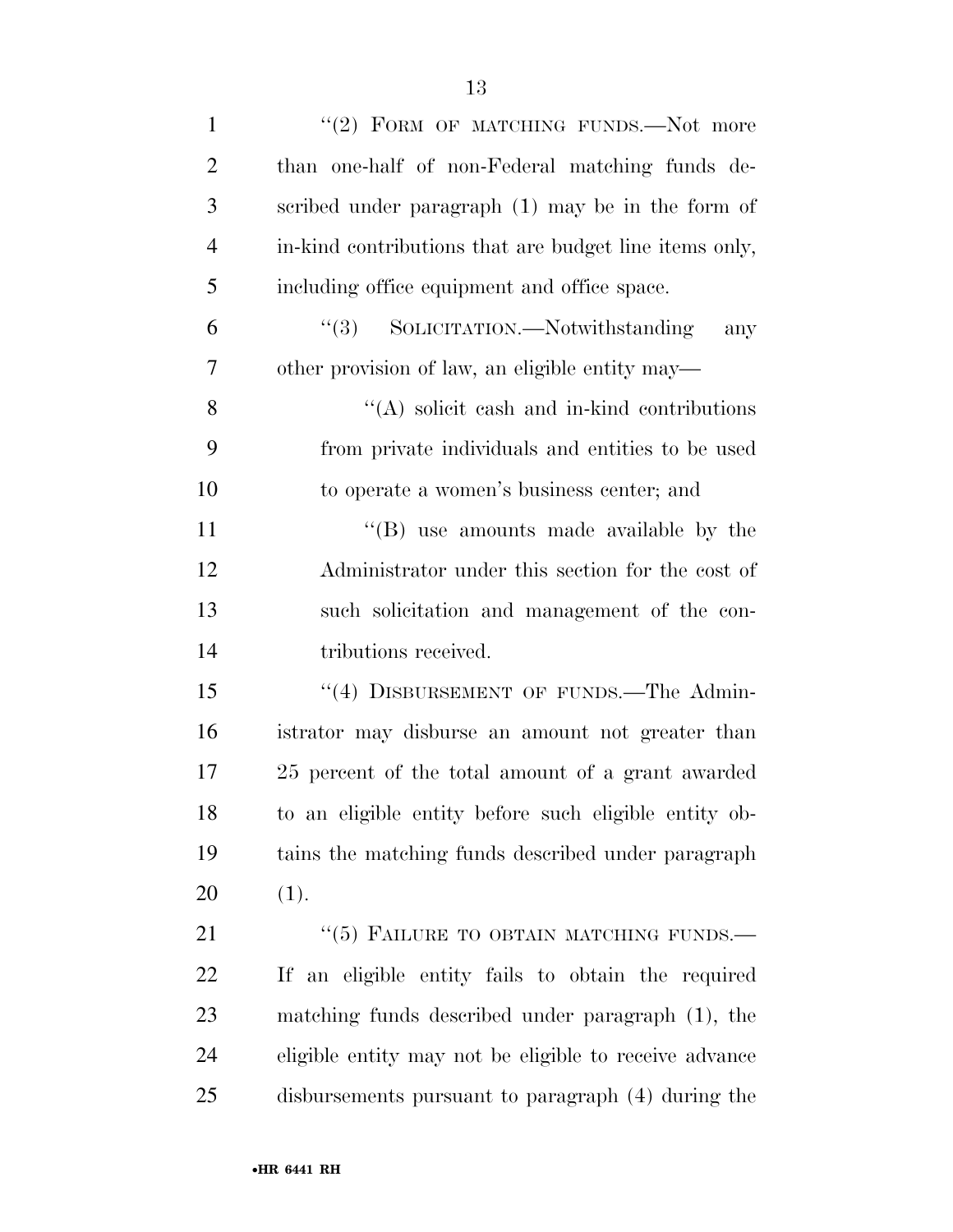"(2) FORM OF MATCHING FUNDS.—Not more than one-half of non-Federal matching funds described under paragraph (1) may be in the form of in-kind contributions that are budget line items only, including office equipment and office space.

"(3) SOLICITATION.—Notwithstanding any other provision of law, an eligible entity may—

"(A) solicit cash and in-kind contributions from private individuals and entities to be used to operate a women's business center; and

"(B) use amounts made available by the Administrator under this section for the cost of such solicitation and management of the contributions received.

"(4) DISBURSEMENT OF FUNDS.—The Administrator may disburse an amount not greater than 25 percent of the total amount of a grant awarded to an eligible entity before such eligible entity obtains the matching funds described under paragraph (1).

"(5) FAILURE TO OBTAIN MATCHING FUNDS.—If an eligible entity fails to obtain the required matching funds described under paragraph (1), the eligible entity may not be eligible to receive advance disbursements pursuant to paragraph (4) during the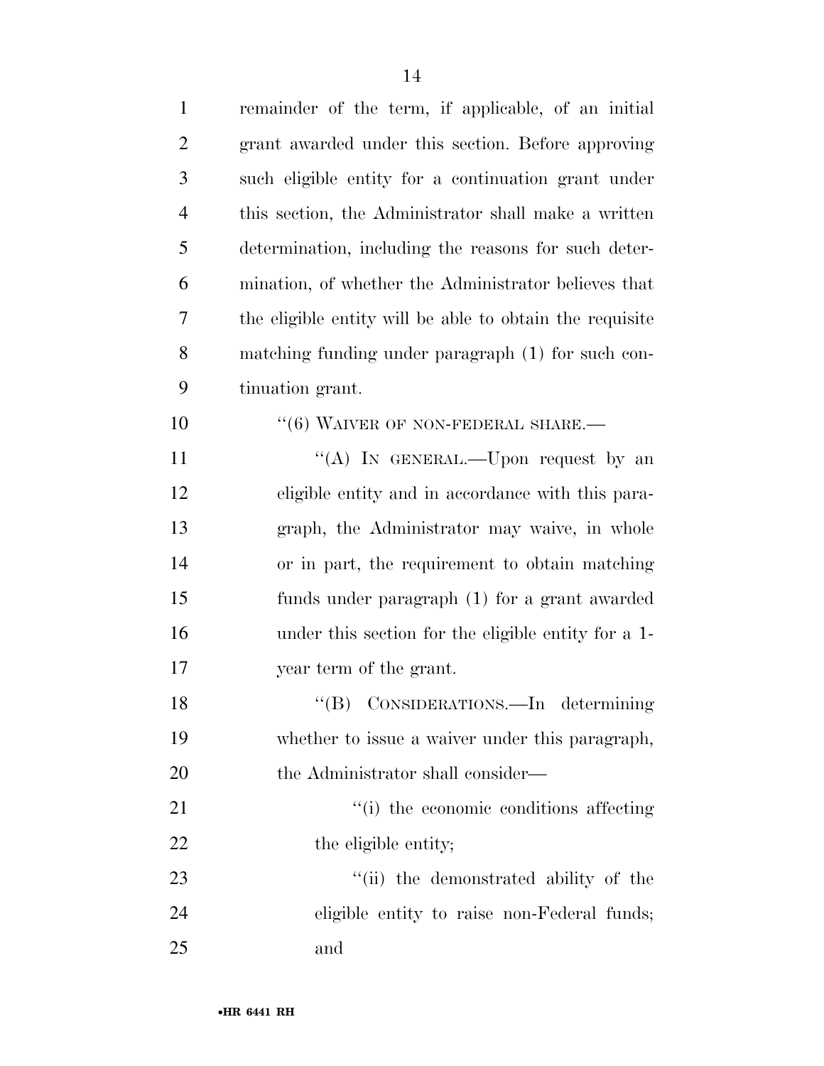remainder of the term, if applicable, of an initial grant awarded under this section. Before approving such eligible entity for a continuation grant under this section, the Administrator shall make a written determination, including the reasons for such determination, of whether the Administrator believes that the eligible entity will be able to obtain the requisite matching funding under paragraph (1) for such continuation grant.

"(6) WAIVER OF NON-FEDERAL SHARE.—

"(A) IN GENERAL.—Upon request by an eligible entity and in accordance with this paragraph, the Administrator may waive, in whole or in part, the requirement to obtain matching funds under paragraph (1) for a grant awarded under this section for the eligible entity for a 1-year term of the grant.

"(B) CONSIDERATIONS.—In determining whether to issue a waiver under this paragraph, the Administrator shall consider—

"(i) the economic conditions affecting the eligible entity;

"(ii) the demonstrated ability of the eligible entity to raise non-Federal funds; and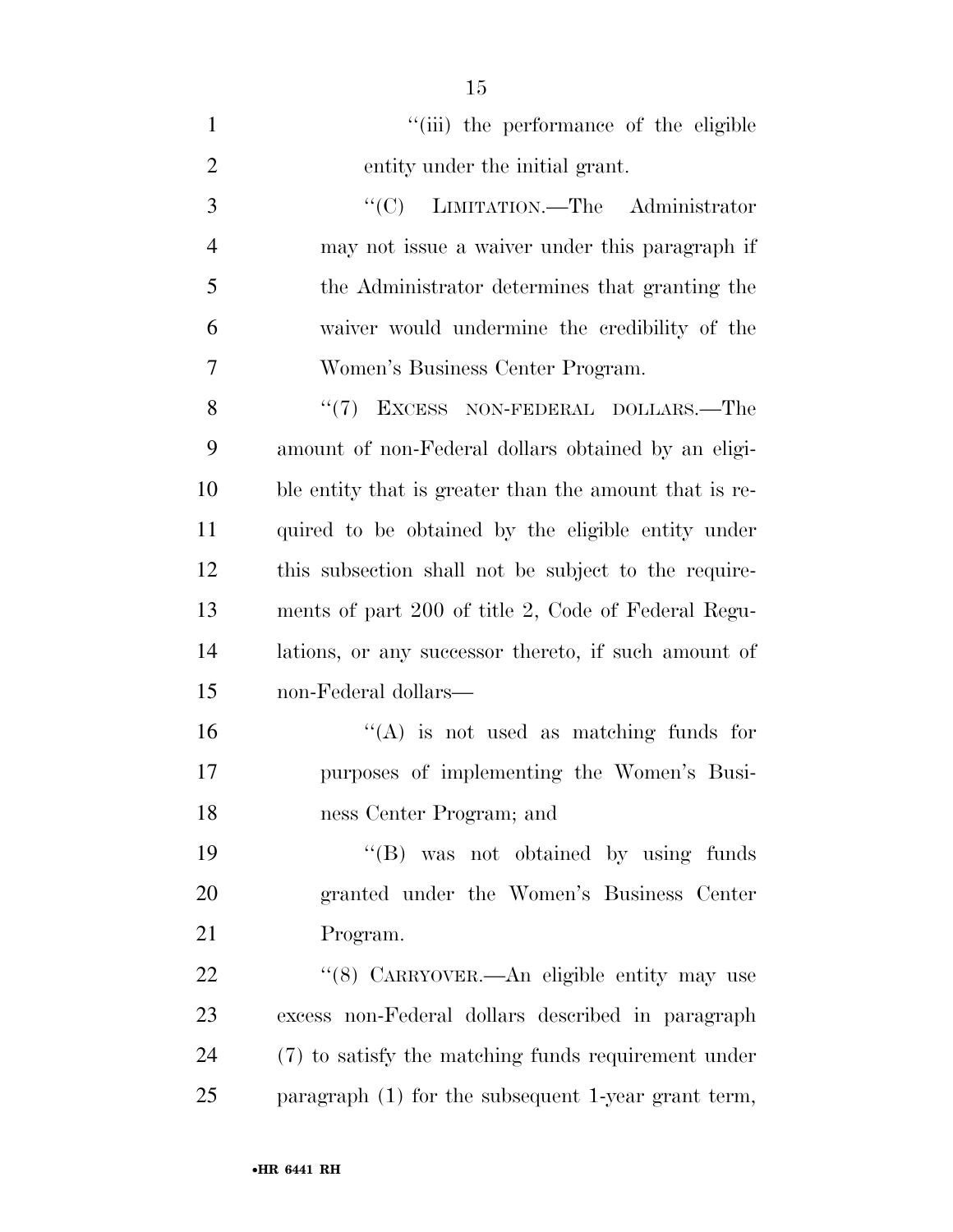"(iii) the performance of the eligible entity under the initial grant.

"(C) LIMITATION.—The Administrator may not issue a waiver under this paragraph if the Administrator determines that granting the waiver would undermine the credibility of the Women's Business Center Program.

"(7) EXCESS NON-FEDERAL DOLLARS.—The amount of non-Federal dollars obtained by an eligible entity that is greater than the amount that is required to be obtained by the eligible entity under this subsection shall not be subject to the requirements of part 200 of title 2, Code of Federal Regulations, or any successor thereto, if such amount of non-Federal dollars—

"(A) is not used as matching funds for purposes of implementing the Women's Business Center Program; and

"(B) was not obtained by using funds granted under the Women's Business Center Program.

"(8) CARRYOVER.—An eligible entity may use excess non-Federal dollars described in paragraph (7) to satisfy the matching funds requirement under paragraph (1) for the subsequent 1-year grant term,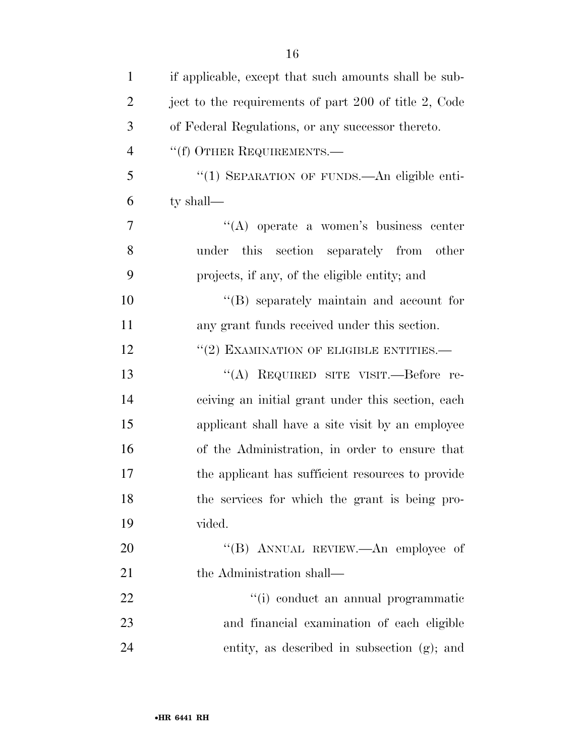if applicable, except that such amounts shall be subject to the requirements of part 200 of title 2, Code of Federal Regulations, or any successor thereto.

"(f) OTHER REQUIREMENTS.—

"(1) SEPARATION OF FUNDS.—An eligible entity shall—

"(A) operate a women's business center under this section separately from other projects, if any, of the eligible entity; and

"(B) separately maintain and account for any grant funds received under this section.

"(2) EXAMINATION OF ELIGIBLE ENTITIES.—

"(A) REQUIRED SITE VISIT.—Before receiving an initial grant under this section, each applicant shall have a site visit by an employee of the Administration, in order to ensure that the applicant has sufficient resources to provide the services for which the grant is being provided.

"(B) ANNUAL REVIEW.—An employee of the Administration shall—

"(i) conduct an annual programmatic and financial examination of each eligible entity, as described in subsection (g); and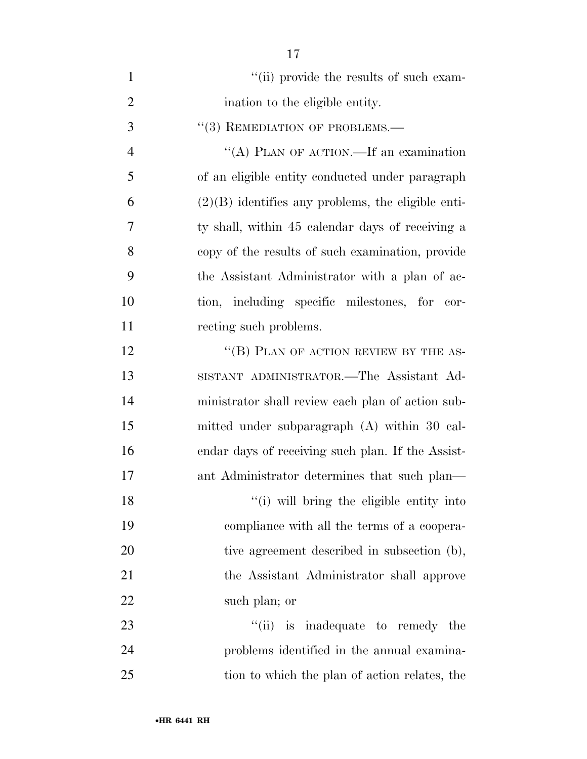''(ii) provide the results of such examination to the eligible entity.

''(3) REMEDIATION OF PROBLEMS.—

''(A) PLAN OF ACTION.—If an examination of an eligible entity conducted under paragraph (2)(B) identifies any problems, the eligible entity shall, within 45 calendar days of receiving a copy of the results of such examination, provide the Assistant Administrator with a plan of action, including specific milestones, for correcting such problems.

''(B) PLAN OF ACTION REVIEW BY THE ASSISTANT ADMINISTRATOR.—The Assistant Administrator shall review each plan of action submitted under subparagraph (A) within 30 calendar days of receiving such plan. If the Assistant Administrator determines that such plan—

''(i) will bring the eligible entity into compliance with all the terms of a cooperative agreement described in subsection (b), the Assistant Administrator shall approve such plan; or

''(ii) is inadequate to remedy the problems identified in the annual examination to which the plan of action relates, the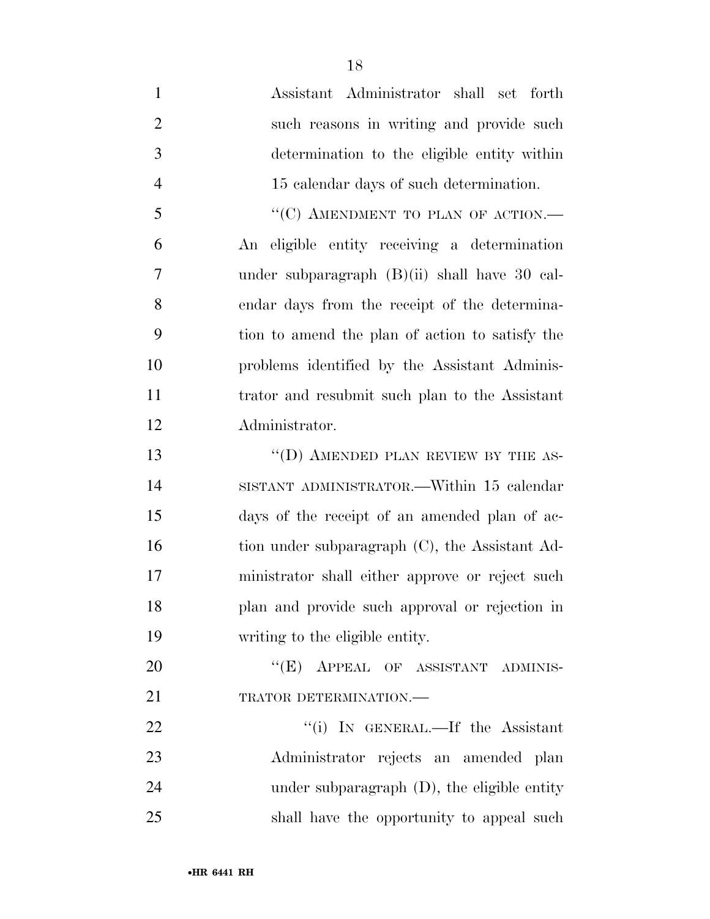Assistant Administrator shall set forth such reasons in writing and provide such determination to the eligible entity within 15 calendar days of such determination.

"(C) AMENDMENT TO PLAN OF ACTION.—An eligible entity receiving a determination under subparagraph (B)(ii) shall have 30 calendar days from the receipt of the determination to amend the plan of action to satisfy the problems identified by the Assistant Administrator and resubmit such plan to the Assistant Administrator.

"(D) AMENDED PLAN REVIEW BY THE ASSISTANT ADMINISTRATOR.—Within 15 calendar days of the receipt of an amended plan of action under subparagraph (C), the Assistant Administrator shall either approve or reject such plan and provide such approval or rejection in writing to the eligible entity.

"(E) APPEAL OF ASSISTANT ADMINISTRATOR DETERMINATION.—

"(i) IN GENERAL.—If the Assistant Administrator rejects an amended plan under subparagraph (D), the eligible entity shall have the opportunity to appeal such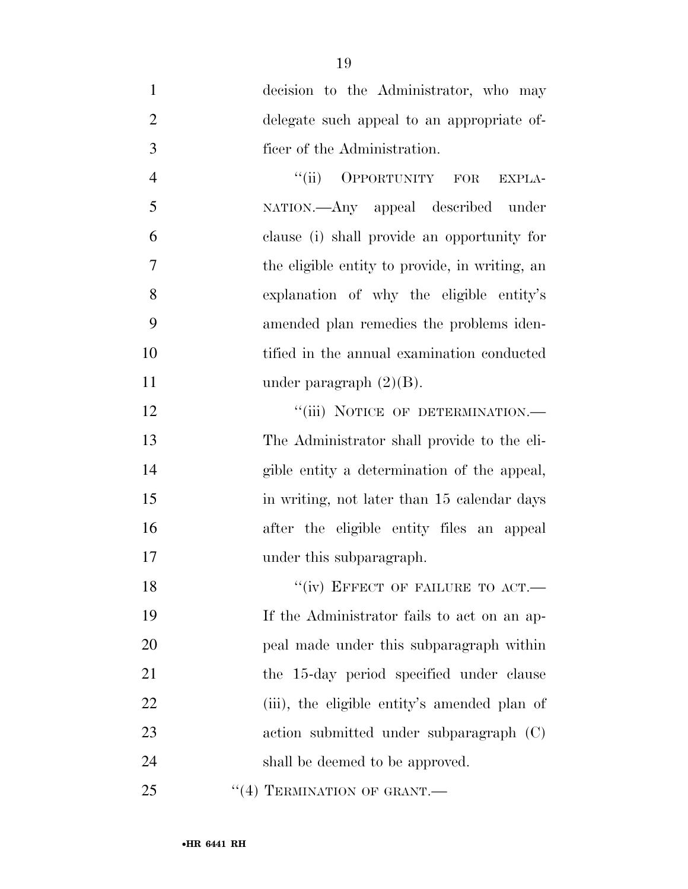decision to the Administrator, who may delegate such appeal to an appropriate officer of the Administration.

"(ii) OPPORTUNITY FOR EXPLANATION.—Any appeal described under clause (i) shall provide an opportunity for the eligible entity to provide, in writing, an explanation of why the eligible entity's amended plan remedies the problems identified in the annual examination conducted under paragraph (2)(B).

"(iii) NOTICE OF DETERMINATION.—The Administrator shall provide to the eligible entity a determination of the appeal, in writing, not later than 15 calendar days after the eligible entity files an appeal under this subparagraph.

"(iv) EFFECT OF FAILURE TO ACT.—If the Administrator fails to act on an appeal made under this subparagraph within the 15-day period specified under clause (iii), the eligible entity's amended plan of action submitted under subparagraph (C) shall be deemed to be approved.

"(4) TERMINATION OF GRANT.—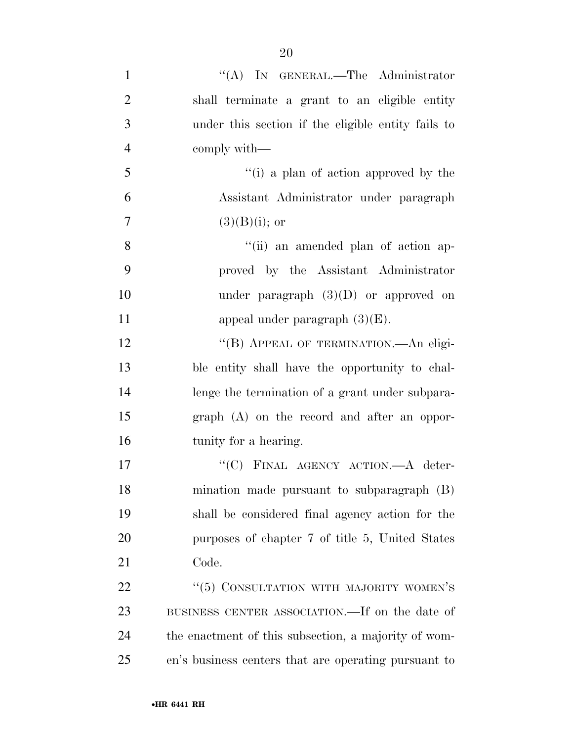"(A) IN GENERAL.—The Administrator shall terminate a grant to an eligible entity under this section if the eligible entity fails to comply with—

"(i) a plan of action approved by the Assistant Administrator under paragraph (3)(B)(i); or

"(ii) an amended plan of action approved by the Assistant Administrator under paragraph (3)(D) or approved on appeal under paragraph (3)(E).

"(B) APPEAL OF TERMINATION.—An eligible entity shall have the opportunity to challenge the termination of a grant under subparagraph (A) on the record and after an opportunity for a hearing.

"(C) FINAL AGENCY ACTION.—A determination made pursuant to subparagraph (B) shall be considered final agency action for the purposes of chapter 7 of title 5, United States Code.

"(5) CONSULTATION WITH MAJORITY WOMEN'S BUSINESS CENTER ASSOCIATION.—If on the date of the enactment of this subsection, a majority of women's business centers that are operating pursuant to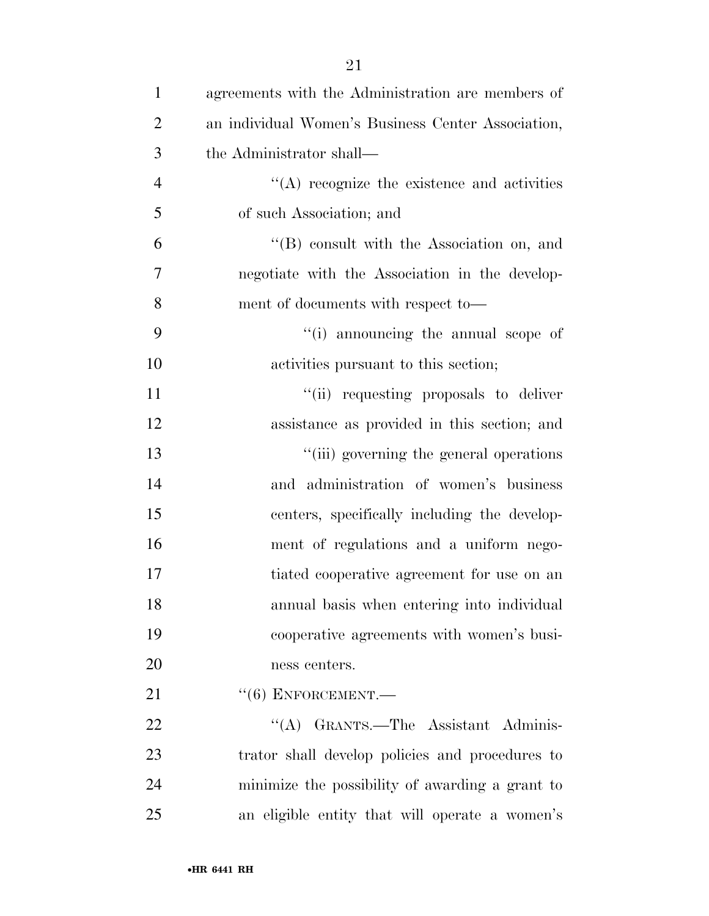agreements with the Administration are members of an individual Women's Business Center Association, the Administrator shall—

''(A) recognize the existence and activities of such Association; and

''(B) consult with the Association on, and negotiate with the Association in the development of documents with respect to—

''(i) announcing the annual scope of activities pursuant to this section;

''(ii) requesting proposals to deliver assistance as provided in this section; and

''(iii) governing the general operations and administration of women's business centers, specifically including the development of regulations and a uniform negotiated cooperative agreement for use on an annual basis when entering into individual cooperative agreements with women's business centers.

''(6) ENFORCEMENT.—

''(A) GRANTS.—The Assistant Administrator shall develop policies and procedures to minimize the possibility of awarding a grant to an eligible entity that will operate a women's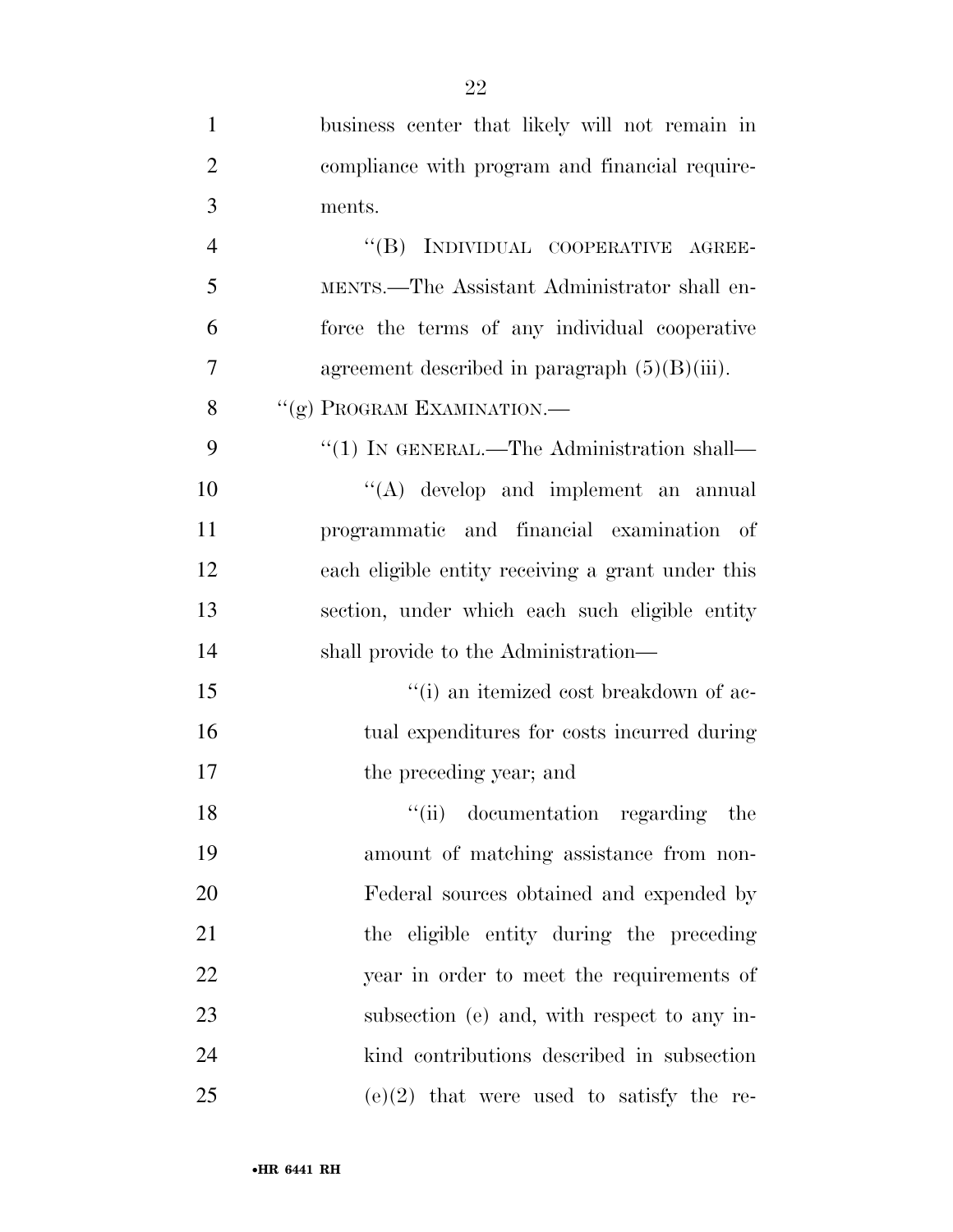business center that likely will not remain in compliance with program and financial requirements.

"(B) INDIVIDUAL COOPERATIVE AGREEMENTS.—The Assistant Administrator shall enforce the terms of any individual cooperative agreement described in paragraph (5)(B)(iii).

"(g) PROGRAM EXAMINATION.—

"(1) IN GENERAL.—The Administration shall—

"(A) develop and implement an annual programmatic and financial examination of each eligible entity receiving a grant under this section, under which each such eligible entity shall provide to the Administration—

"(i) an itemized cost breakdown of actual expenditures for costs incurred during the preceding year; and

"(ii) documentation regarding the amount of matching assistance from non-Federal sources obtained and expended by the eligible entity during the preceding year in order to meet the requirements of subsection (e) and, with respect to any in-kind contributions described in subsection (e)(2) that were used to satisfy the re-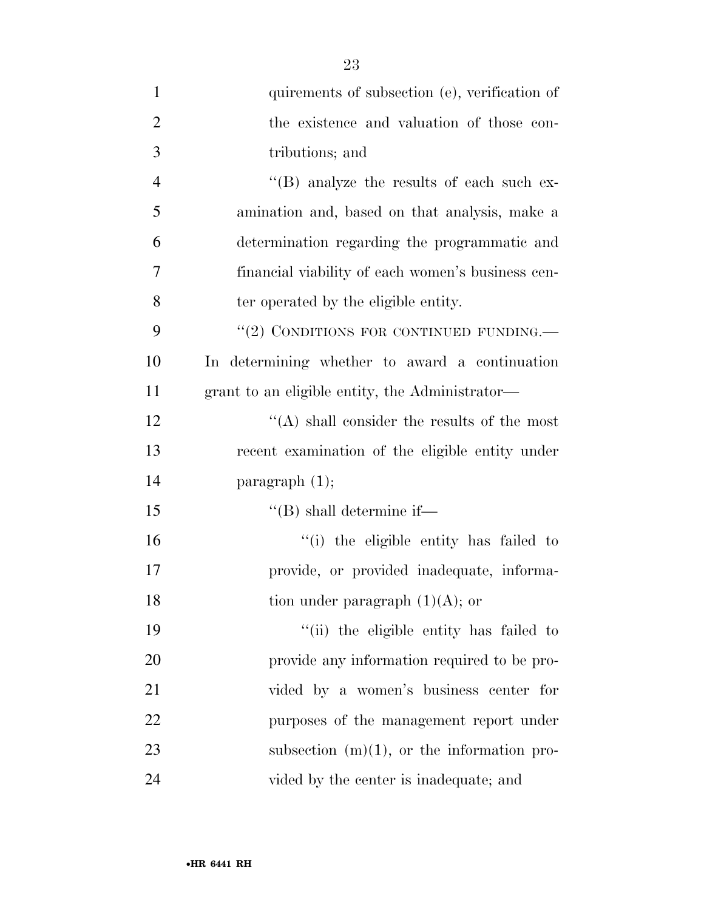quirements of subsection (e), verification of the existence and valuation of those contributions; and

"(B) analyze the results of each such examination and, based on that analysis, make a determination regarding the programmatic and financial viability of each women's business center operated by the eligible entity.

"(2) CONDITIONS FOR CONTINUED FUNDING.—In determining whether to award a continuation grant to an eligible entity, the Administrator—

"(A) shall consider the results of the most recent examination of the eligible entity under paragraph (1);

"(B) shall determine if—

"(i) the eligible entity has failed to provide, or provided inadequate, information under paragraph (1)(A); or

"(ii) the eligible entity has failed to provide any information required to be provided by a women's business center for purposes of the management report under subsection (m)(1), or the information provided by the center is inadequate; and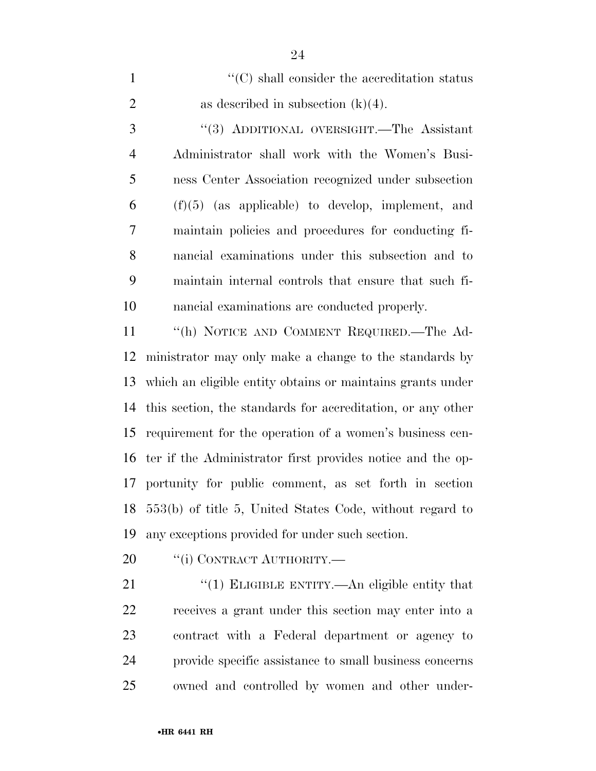"(C) shall consider the accreditation status as described in subsection (k)(4).

"(3) ADDITIONAL OVERSIGHT.—The Assistant Administrator shall work with the Women's Business Center Association recognized under subsection (f)(5) (as applicable) to develop, implement, and maintain policies and procedures for conducting financial examinations under this subsection and to maintain internal controls that ensure that such financial examinations are conducted properly.

"(h) NOTICE AND COMMENT REQUIRED.—The Administrator may only make a change to the standards by which an eligible entity obtains or maintains grants under this section, the standards for accreditation, or any other requirement for the operation of a women's business center if the Administrator first provides notice and the opportunity for public comment, as set forth in section 553(b) of title 5, United States Code, without regard to any exceptions provided for under such section.

"(i) CONTRACT AUTHORITY.—

"(1) ELIGIBLE ENTITY.—An eligible entity that receives a grant under this section may enter into a contract with a Federal department or agency to provide specific assistance to small business concerns owned and controlled by women and other under-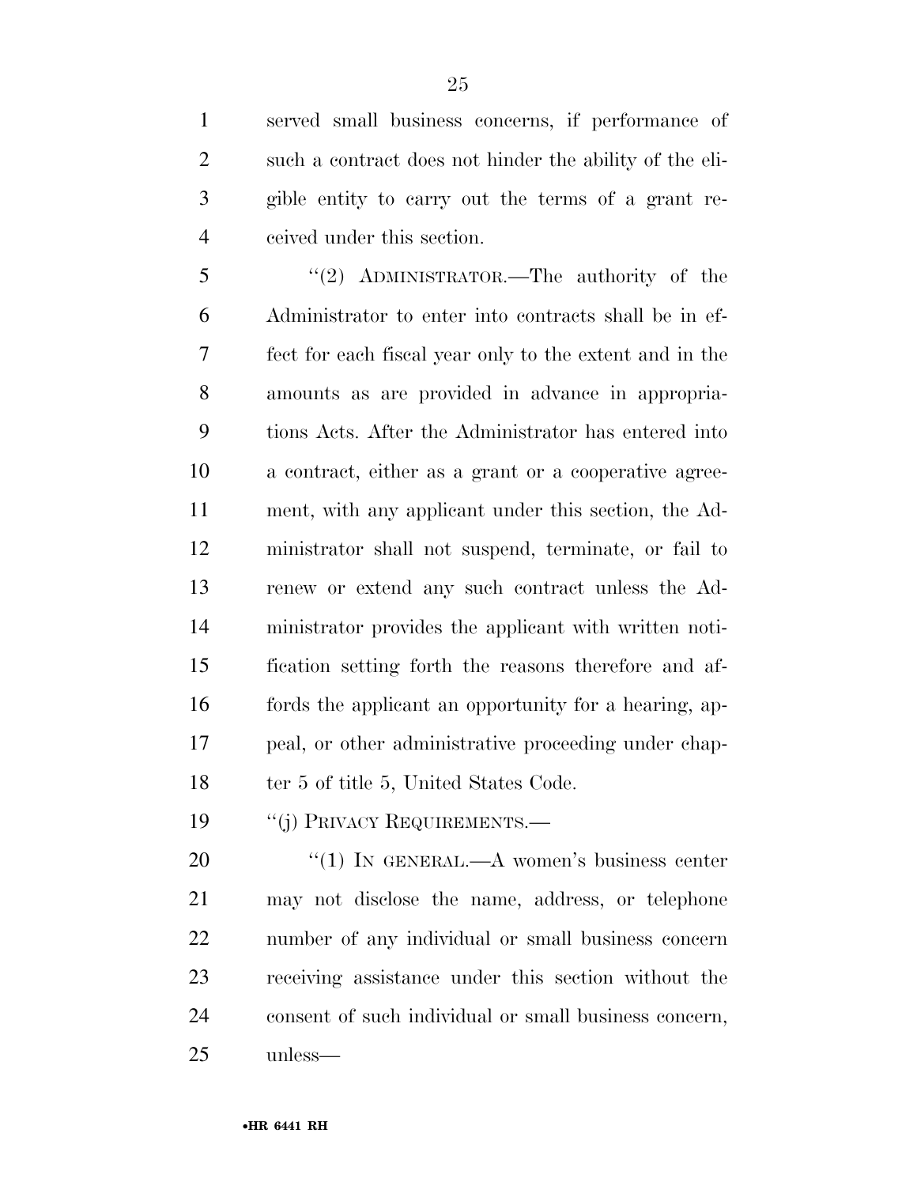served small business concerns, if performance of such a contract does not hinder the ability of the eligible entity to carry out the terms of a grant received under this section.

"(2) ADMINISTRATOR.—The authority of the Administrator to enter into contracts shall be in effect for each fiscal year only to the extent and in the amounts as are provided in advance in appropriations Acts. After the Administrator has entered into a contract, either as a grant or a cooperative agreement, with any applicant under this section, the Administrator shall not suspend, terminate, or fail to renew or extend any such contract unless the Administrator provides the applicant with written notification setting forth the reasons therefore and affords the applicant an opportunity for a hearing, appeal, or other administrative proceeding under chapter 5 of title 5, United States Code.

"(j) PRIVACY REQUIREMENTS.—

"(1) IN GENERAL.—A women's business center may not disclose the name, address, or telephone number of any individual or small business concern receiving assistance under this section without the consent of such individual or small business concern, unless—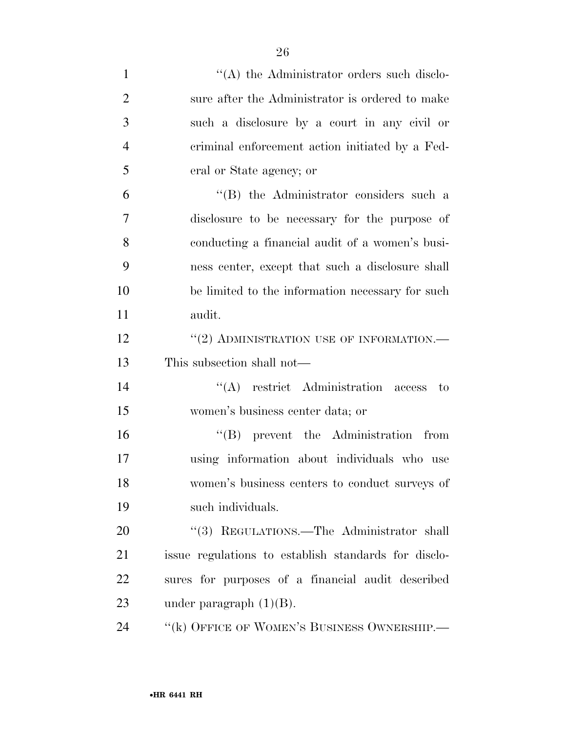''(A) the Administrator orders such disclosure after the Administrator is ordered to make such a disclosure by a court in any civil or criminal enforcement action initiated by a Federal or State agency; or

''(B) the Administrator considers such a disclosure to be necessary for the purpose of conducting a financial audit of a women's business center, except that such a disclosure shall be limited to the information necessary for such audit.

''(2) ADMINISTRATION USE OF INFORMATION.—This subsection shall not—

''(A) restrict Administration access to women's business center data; or

''(B) prevent the Administration from using information about individuals who use women's business centers to conduct surveys of such individuals.

''(3) REGULATIONS.—The Administrator shall issue regulations to establish standards for disclosures for purposes of a financial audit described under paragraph (1)(B).

''(k) OFFICE OF WOMEN'S BUSINESS OWNERSHIP.—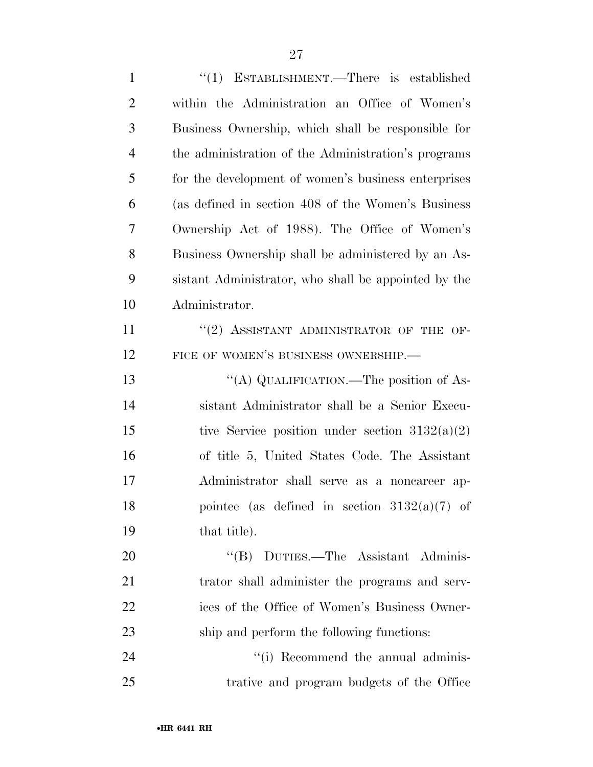"(1) ESTABLISHMENT.—There is established within the Administration an Office of Women's Business Ownership, which shall be responsible for the administration of the Administration's programs for the development of women's business enterprises (as defined in section 408 of the Women's Business Ownership Act of 1988). The Office of Women's Business Ownership shall be administered by an Assistant Administrator, who shall be appointed by the Administrator.

"(2) ASSISTANT ADMINISTRATOR OF THE OFFICE OF WOMEN'S BUSINESS OWNERSHIP.—

"(A) QUALIFICATION.—The position of Assistant Administrator shall be a Senior Executive Service position under section 3132(a)(2) of title 5, United States Code. The Assistant Administrator shall serve as a noncareer appointee (as defined in section 3132(a)(7) of that title).

"(B) DUTIES.—The Assistant Administrator shall administer the programs and services of the Office of Women's Business Ownership and perform the following functions:

"(i) Recommend the annual administrative and program budgets of the Office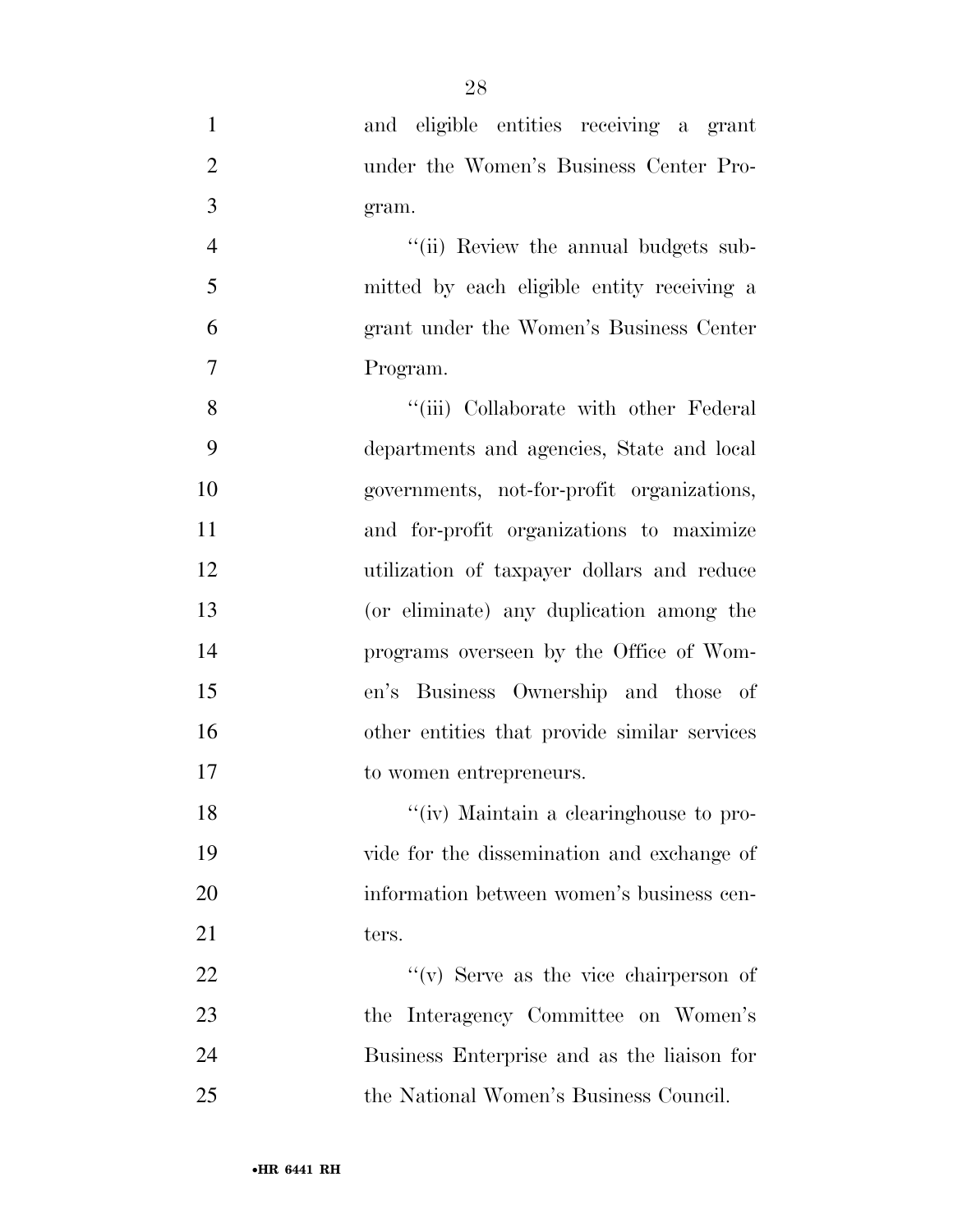and eligible entities receiving a grant under the Women's Business Center Program.

''(ii) Review the annual budgets submitted by each eligible entity receiving a grant under the Women's Business Center Program.

''(iii) Collaborate with other Federal departments and agencies, State and local governments, not-for-profit organizations, and for-profit organizations to maximize utilization of taxpayer dollars and reduce (or eliminate) any duplication among the programs overseen by the Office of Women's Business Ownership and those of other entities that provide similar services to women entrepreneurs.

''(iv) Maintain a clearinghouse to provide for the dissemination and exchange of information between women's business centers.

''(v) Serve as the vice chairperson of the Interagency Committee on Women's Business Enterprise and as the liaison for the National Women's Business Council.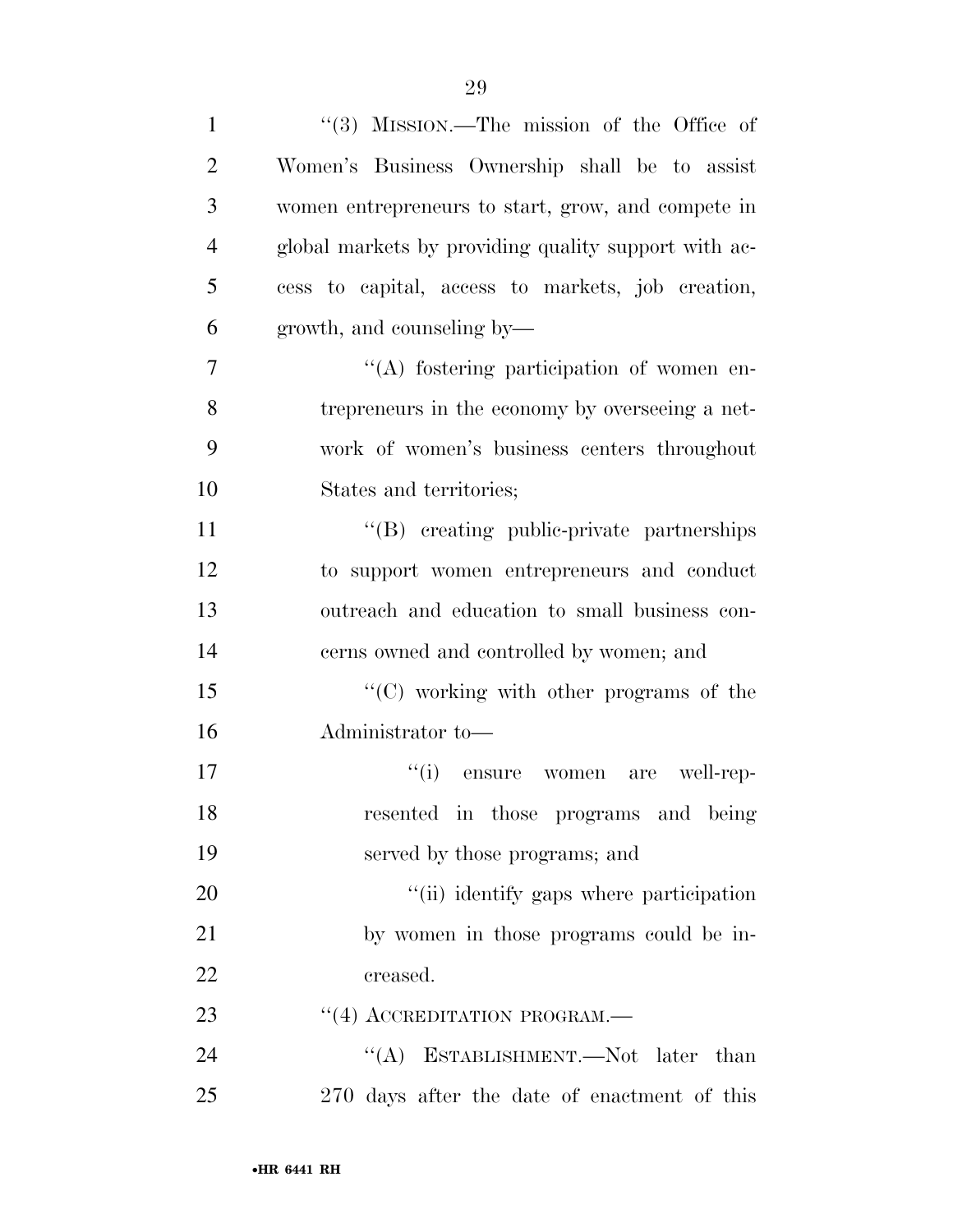"(3) MISSION.—The mission of the Office of Women's Business Ownership shall be to assist women entrepreneurs to start, grow, and compete in global markets by providing quality support with access to capital, access to markets, job creation, growth, and counseling by—

"(A) fostering participation of women entrepreneurs in the economy by overseeing a network of women's business centers throughout States and territories;

"(B) creating public-private partnerships to support women entrepreneurs and conduct outreach and education to small business concerns owned and controlled by women; and

"(C) working with other programs of the Administrator to—

"(i) ensure women are well-represented in those programs and being served by those programs; and

"(ii) identify gaps where participation by women in those programs could be increased.

"(4) ACCREDITATION PROGRAM.—

"(A) ESTABLISHMENT.—Not later than 270 days after the date of enactment of this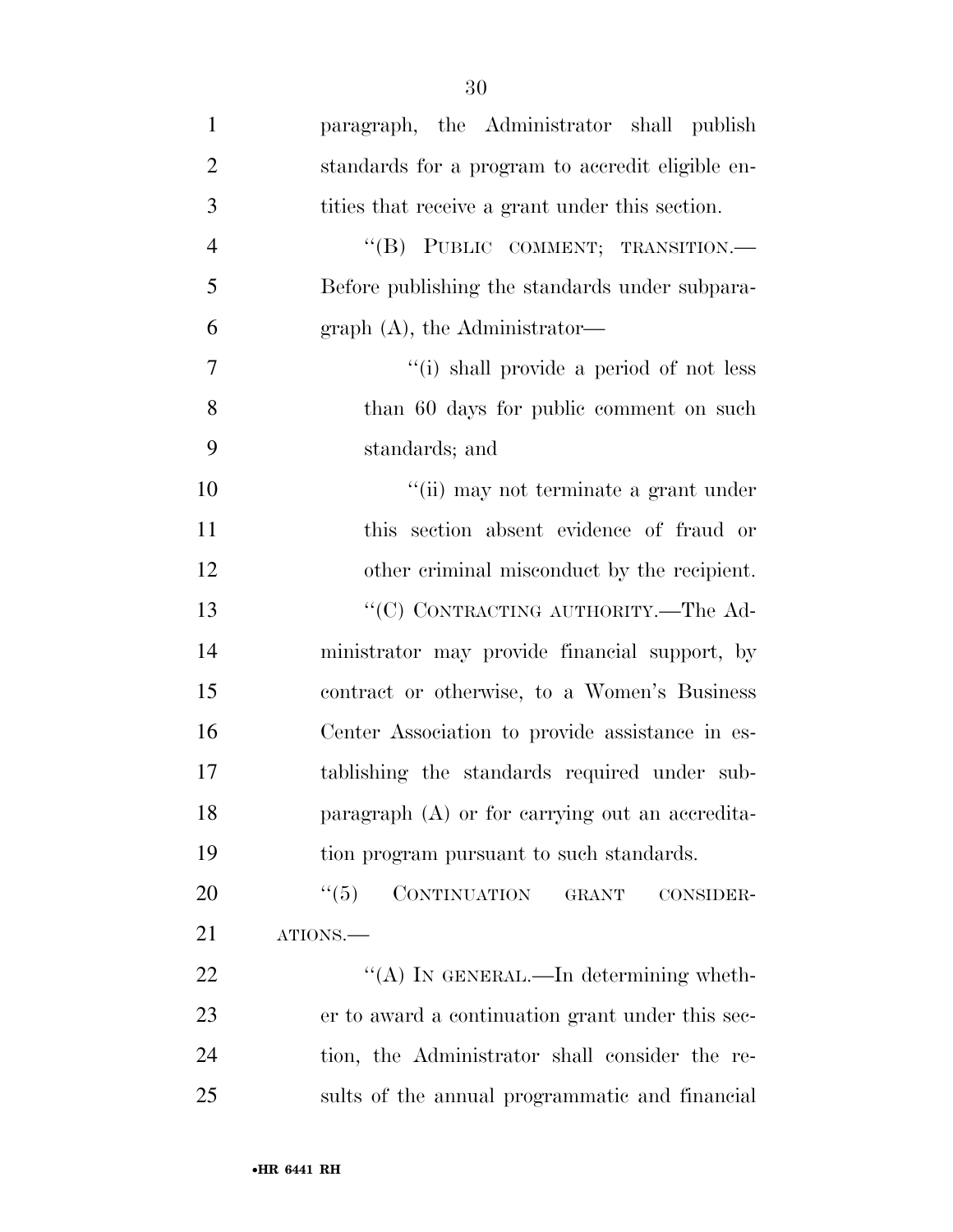paragraph, the Administrator shall publish standards for a program to accredit eligible entities that receive a grant under this section.

"(B) PUBLIC COMMENT; TRANSITION.—Before publishing the standards under subparagraph (A), the Administrator—

"(i) shall provide a period of not less than 60 days for public comment on such standards; and

"(ii) may not terminate a grant under this section absent evidence of fraud or other criminal misconduct by the recipient.

"(C) CONTRACTING AUTHORITY.—The Administrator may provide financial support, by contract or otherwise, to a Women's Business Center Association to provide assistance in establishing the standards required under subparagraph (A) or for carrying out an accreditation program pursuant to such standards.

"(5) CONTINUATION GRANT CONSIDERATIONS.—

"(A) IN GENERAL.—In determining whether to award a continuation grant under this section, the Administrator shall consider the results of the annual programmatic and financial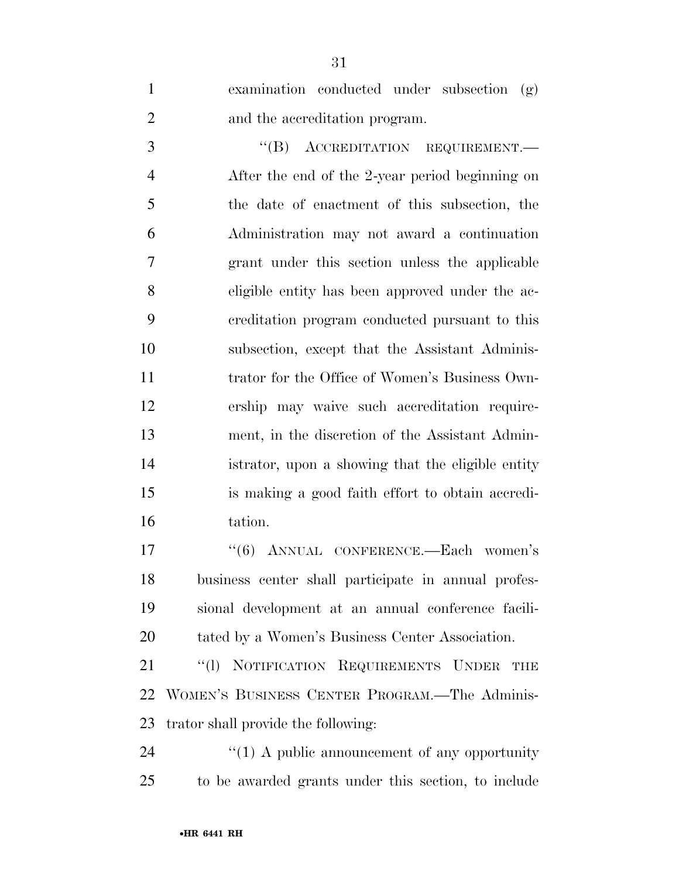examination conducted under subsection (g) and the accreditation program.

"(B) ACCREDITATION REQUIREMENT.—After the end of the 2-year period beginning on the date of enactment of this subsection, the Administration may not award a continuation grant under this section unless the applicable eligible entity has been approved under the accreditation program conducted pursuant to this subsection, except that the Assistant Administrator for the Office of Women's Business Ownership may waive such accreditation requirement, in the discretion of the Assistant Administrator, upon a showing that the eligible entity is making a good faith effort to obtain accreditation.

"(6) ANNUAL CONFERENCE.—Each women's business center shall participate in annual professional development at an annual conference facilitated by a Women's Business Center Association.

"(l) NOTIFICATION REQUIREMENTS UNDER THE WOMEN'S BUSINESS CENTER PROGRAM.—The Administrator shall provide the following:

"(1) A public announcement of any opportunity to be awarded grants under this section, to include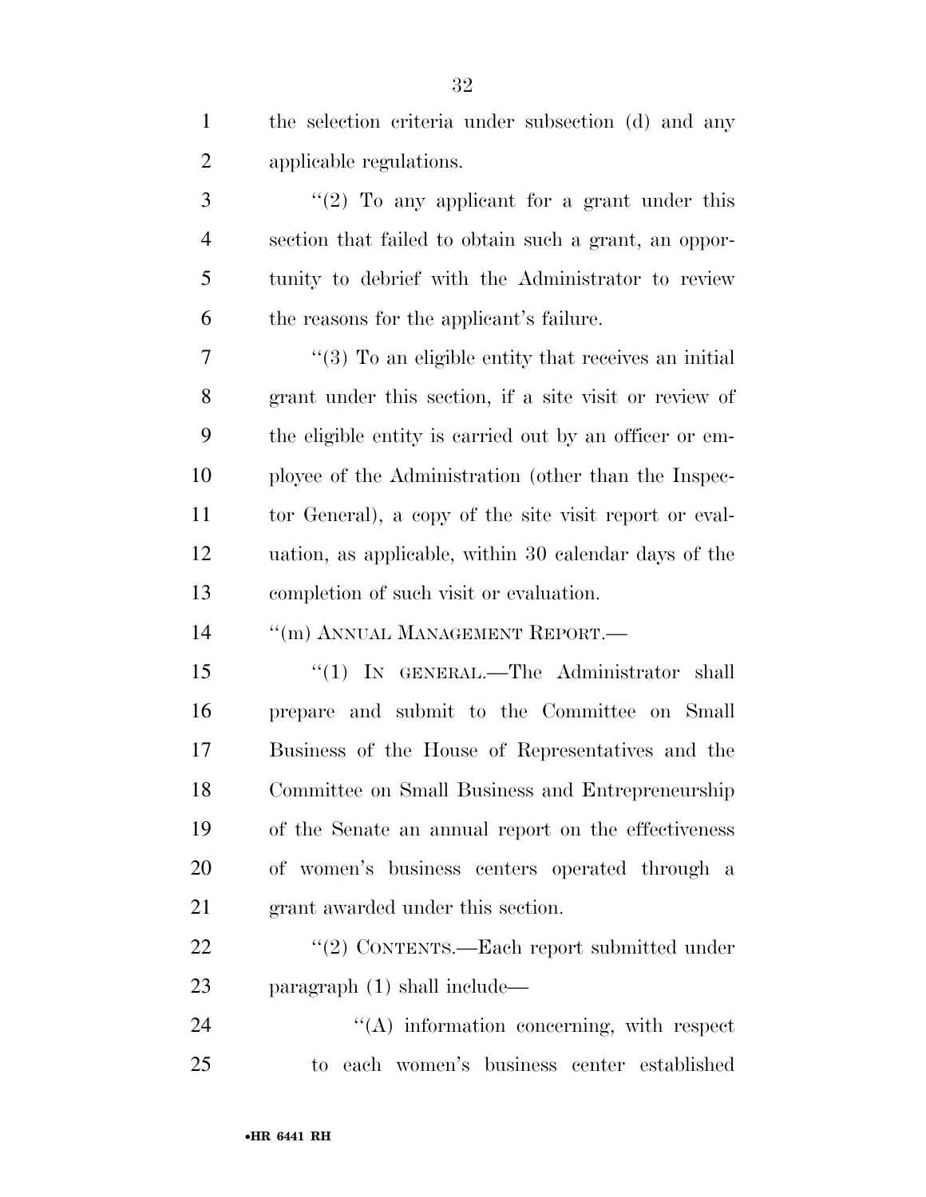the selection criteria under subsection (d) and any applicable regulations.

"(2) To any applicant for a grant under this section that failed to obtain such a grant, an opportunity to debrief with the Administrator to review the reasons for the applicant's failure.

"(3) To an eligible entity that receives an initial grant under this section, if a site visit or review of the eligible entity is carried out by an officer or employee of the Administration (other than the Inspector General), a copy of the site visit report or evaluation, as applicable, within 30 calendar days of the completion of such visit or evaluation.

"(m) ANNUAL MANAGEMENT REPORT.—

"(1) IN GENERAL.—The Administrator shall prepare and submit to the Committee on Small Business of the House of Representatives and the Committee on Small Business and Entrepreneurship of the Senate an annual report on the effectiveness of women's business centers operated through a grant awarded under this section.

"(2) CONTENTS.—Each report submitted under paragraph (1) shall include—

"(A) information concerning, with respect to each women's business center established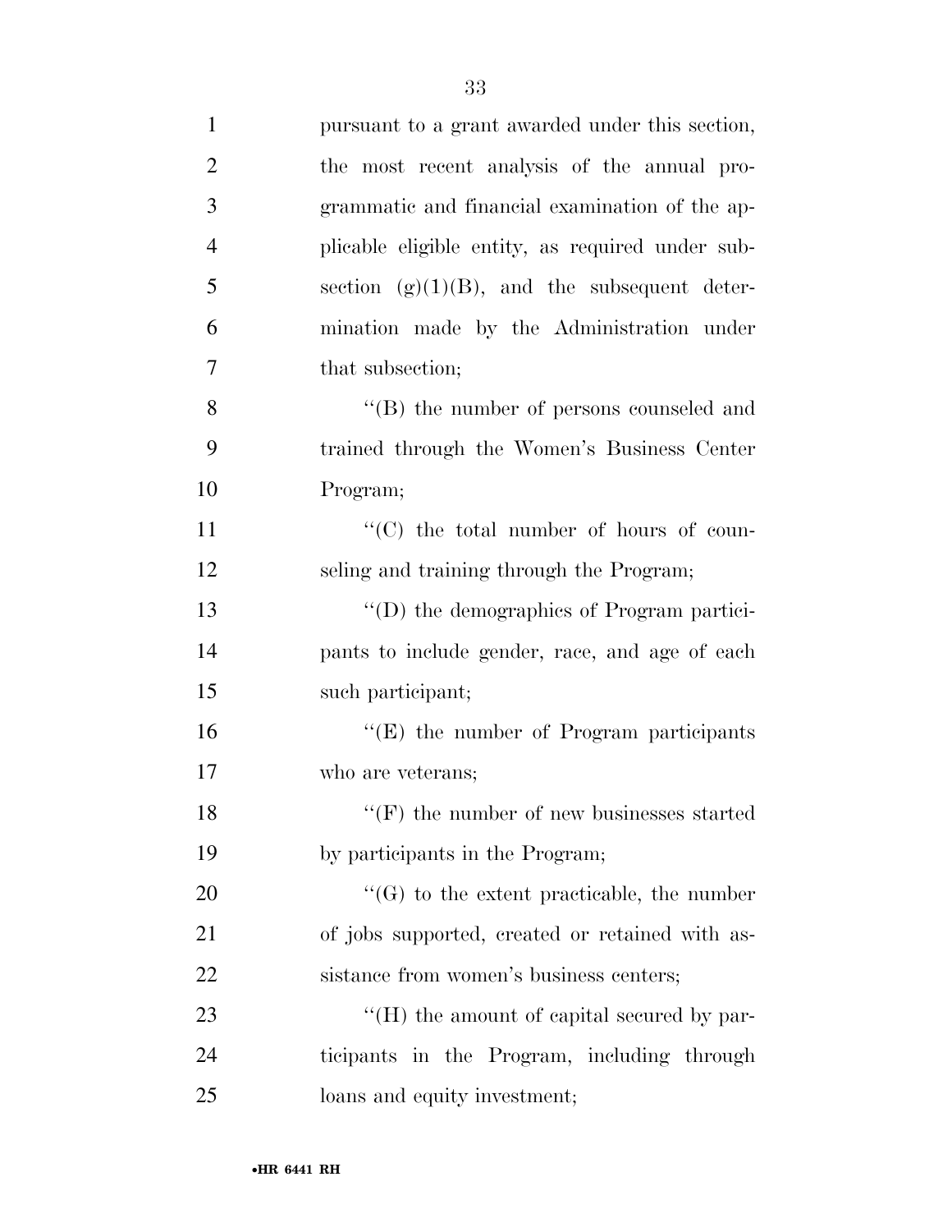pursuant to a grant awarded under this section, the most recent analysis of the annual programmatic and financial examination of the applicable eligible entity, as required under subsection (g)(1)(B), and the subsequent determination made by the Administration under that subsection;

"(B) the number of persons counseled and trained through the Women's Business Center Program;

"(C) the total number of hours of counseling and training through the Program;

"(D) the demographics of Program participants to include gender, race, and age of each such participant;

"(E) the number of Program participants who are veterans;

"(F) the number of new businesses started by participants in the Program;

"(G) to the extent practicable, the number of jobs supported, created or retained with assistance from women's business centers;

"(H) the amount of capital secured by participants in the Program, including through loans and equity investment;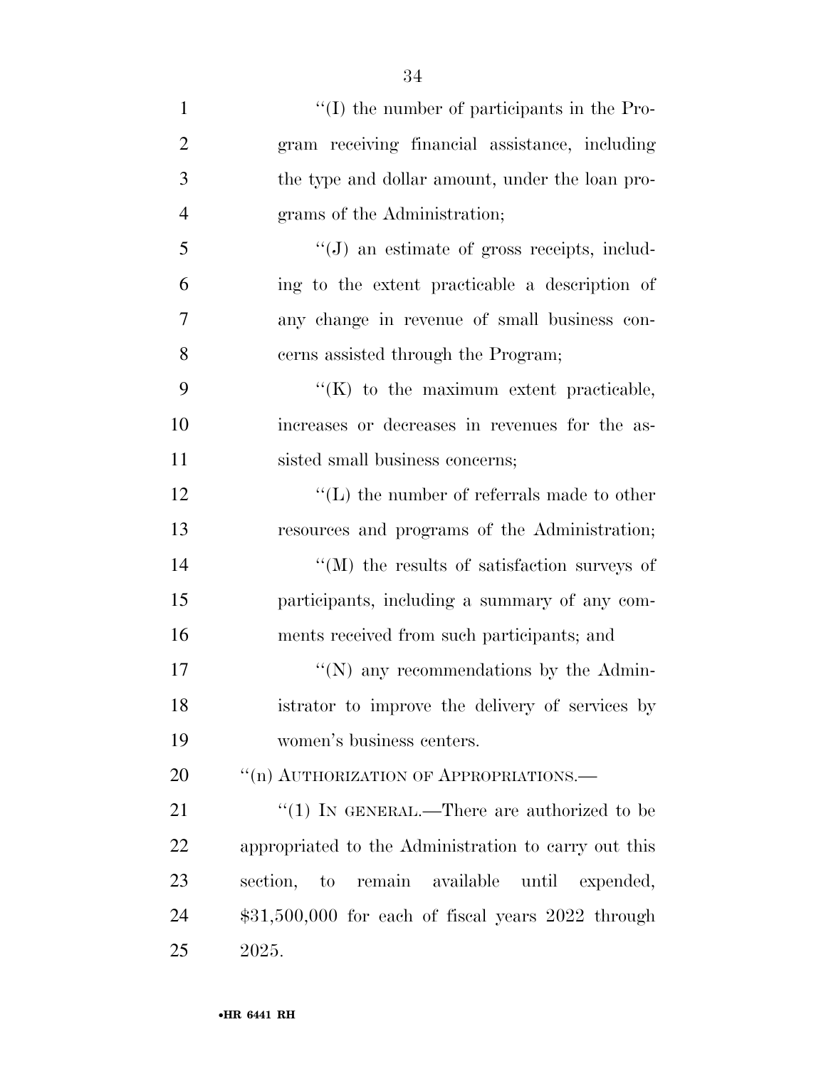''(I) the number of participants in the Program receiving financial assistance, including the type and dollar amount, under the loan programs of the Administration;

''(J) an estimate of gross receipts, including to the extent practicable a description of any change in revenue of small business concerns assisted through the Program;

''(K) to the maximum extent practicable, increases or decreases in revenues for the assisted small business concerns;

''(L) the number of referrals made to other resources and programs of the Administration;

''(M) the results of satisfaction surveys of participants, including a summary of any comments received from such participants; and

''(N) any recommendations by the Administrator to improve the delivery of services by women's business centers.

''(n) AUTHORIZATION OF APPROPRIATIONS.—

''(1) IN GENERAL.—There are authorized to be appropriated to the Administration to carry out this section, to remain available until expended, $31,500,000 for each of fiscal years 2022 through 2025.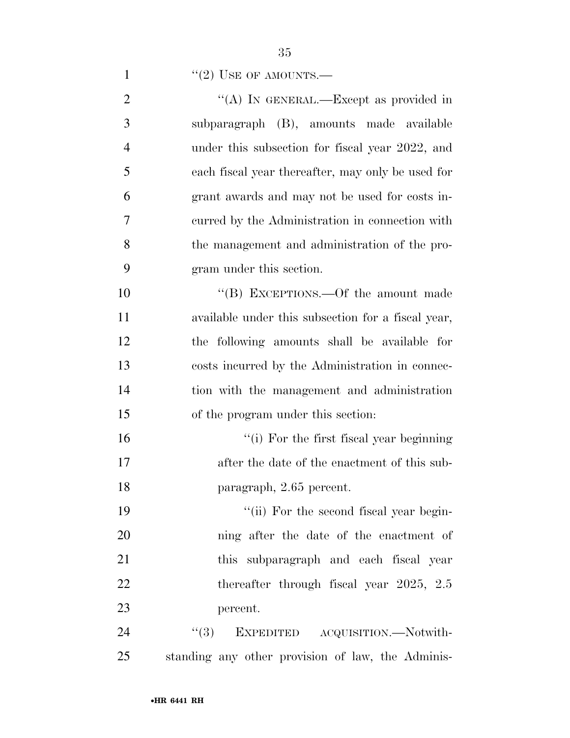''(2) USE OF AMOUNTS.—

''(A) IN GENERAL.—Except as provided in subparagraph (B), amounts made available under this subsection for fiscal year 2022, and each fiscal year thereafter, may only be used for grant awards and may not be used for costs incurred by the Administration in connection with the management and administration of the program under this section.

''(B) EXCEPTIONS.—Of the amount made available under this subsection for a fiscal year, the following amounts shall be available for costs incurred by the Administration in connection with the management and administration of the program under this section:

''(i) For the first fiscal year beginning after the date of the enactment of this subparagraph, 2.65 percent.

''(ii) For the second fiscal year beginning after the date of the enactment of this subparagraph and each fiscal year thereafter through fiscal year 2025, 2.5 percent.

''(3) EXPEDITED ACQUISITION.—Notwithstanding any other provision of law, the Adminis-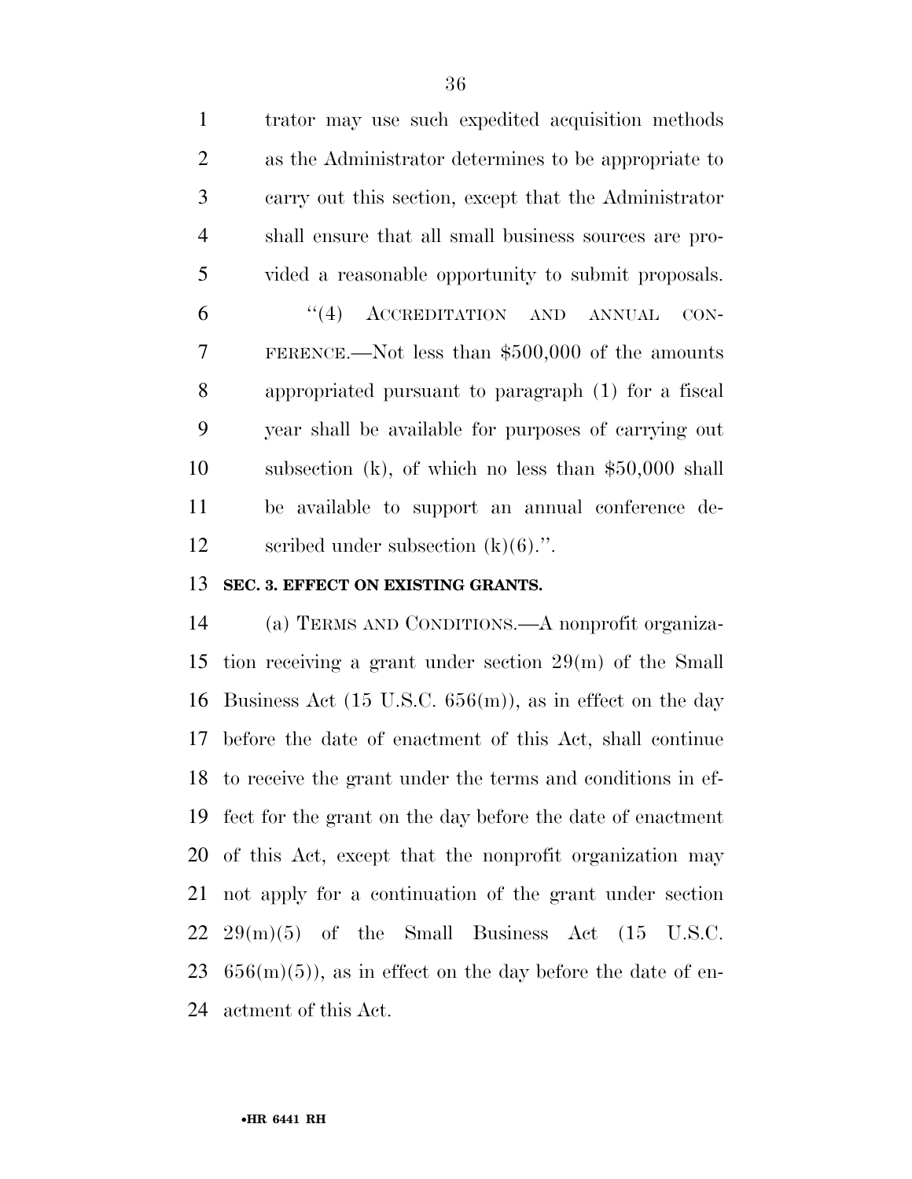trator may use such expedited acquisition methods as the Administrator determines to be appropriate to carry out this section, except that the Administrator shall ensure that all small business sources are provided a reasonable opportunity to submit proposals.

''(4) ACCREDITATION AND ANNUAL CONFERENCE.—Not less than $500,000 of the amounts appropriated pursuant to paragraph (1) for a fiscal year shall be available for purposes of carrying out subsection (k), of which no less than $50,000 shall be available to support an annual conference described under subsection (k)(6).''.

**SEC. 3. EFFECT ON EXISTING GRANTS.**

(a) TERMS AND CONDITIONS.—A nonprofit organization receiving a grant under section 29(m) of the Small Business Act (15 U.S.C. 656(m)), as in effect on the day before the date of enactment of this Act, shall continue to receive the grant under the terms and conditions in effect for the grant on the day before the date of enactment of this Act, except that the nonprofit organization may not apply for a continuation of the grant under section 29(m)(5) of the Small Business Act (15 U.S.C. 656(m)(5)), as in effect on the day before the date of enactment of this Act.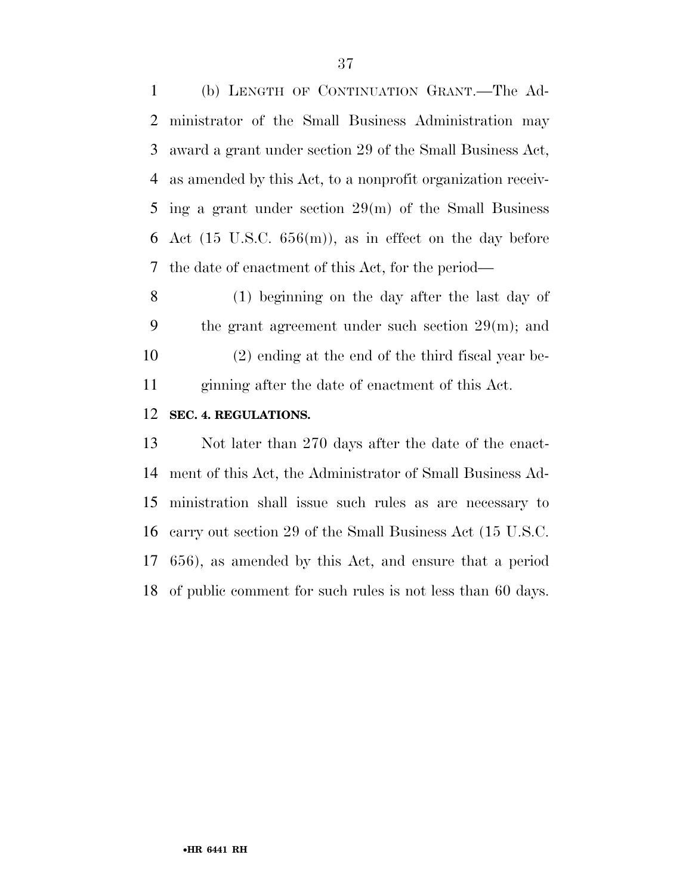(b) LENGTH OF CONTINUATION GRANT.—The Administrator of the Small Business Administration may award a grant under section 29 of the Small Business Act, as amended by this Act, to a nonprofit organization receiving a grant under section 29(m) of the Small Business Act (15 U.S.C. 656(m)), as in effect on the day before the date of enactment of this Act, for the period—

(1) beginning on the day after the last day of the grant agreement under such section 29(m); and

(2) ending at the end of the third fiscal year beginning after the date of enactment of this Act.

**SEC. 4. REGULATIONS.**

Not later than 270 days after the date of the enactment of this Act, the Administrator of Small Business Administration shall issue such rules as are necessary to carry out section 29 of the Small Business Act (15 U.S.C. 656), as amended by this Act, and ensure that a period of public comment for such rules is not less than 60 days.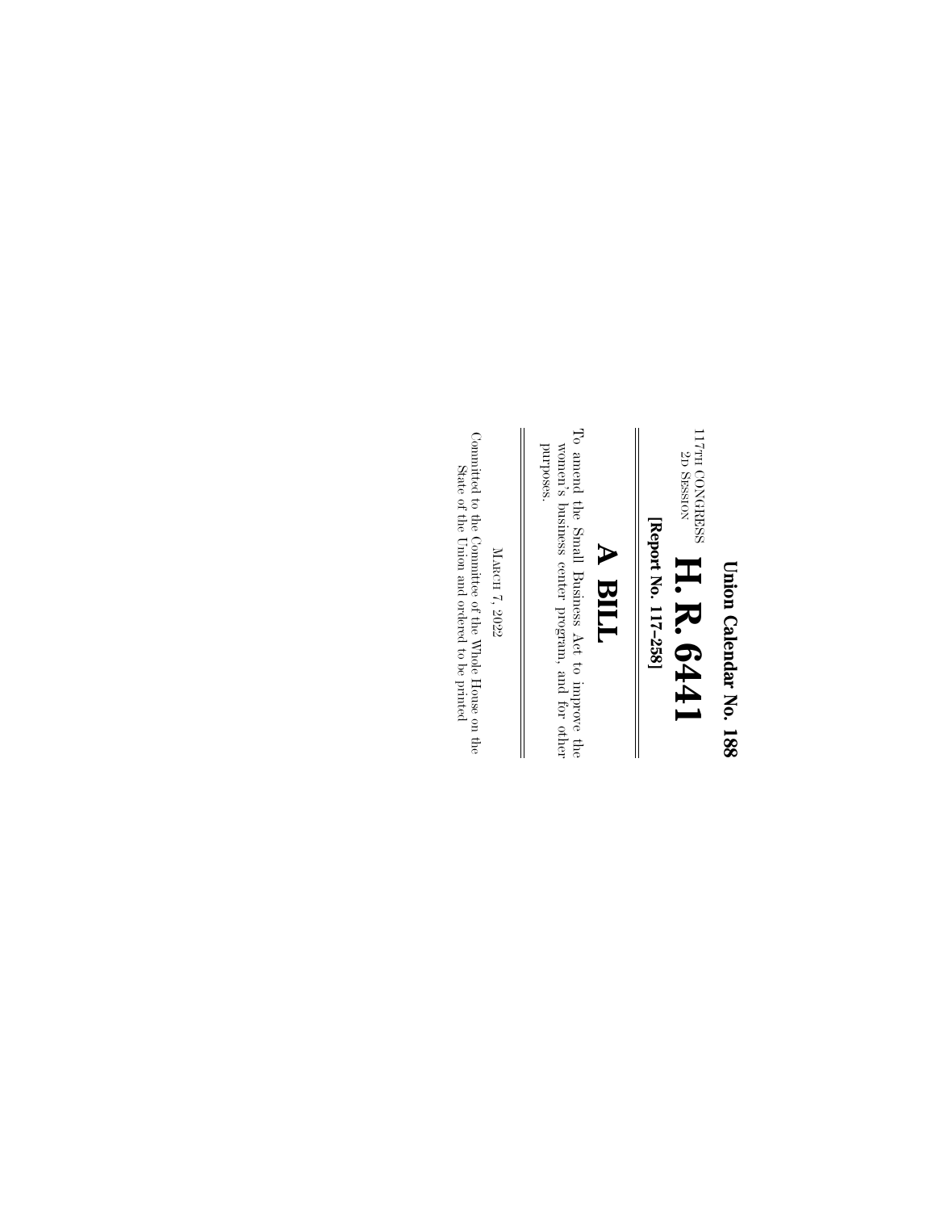Union Calendar No. 188

117TH CONGRESS
2D SESSION

# H. R. 6441

**[Report No. 117–258]**

---

# A BILL

To amend the Small Business Act to improve the women's business center program, and for other purposes.

---

MARCH 7, 2022

Committed to the Committee of the Whole House on the State of the Union and ordered to be printed